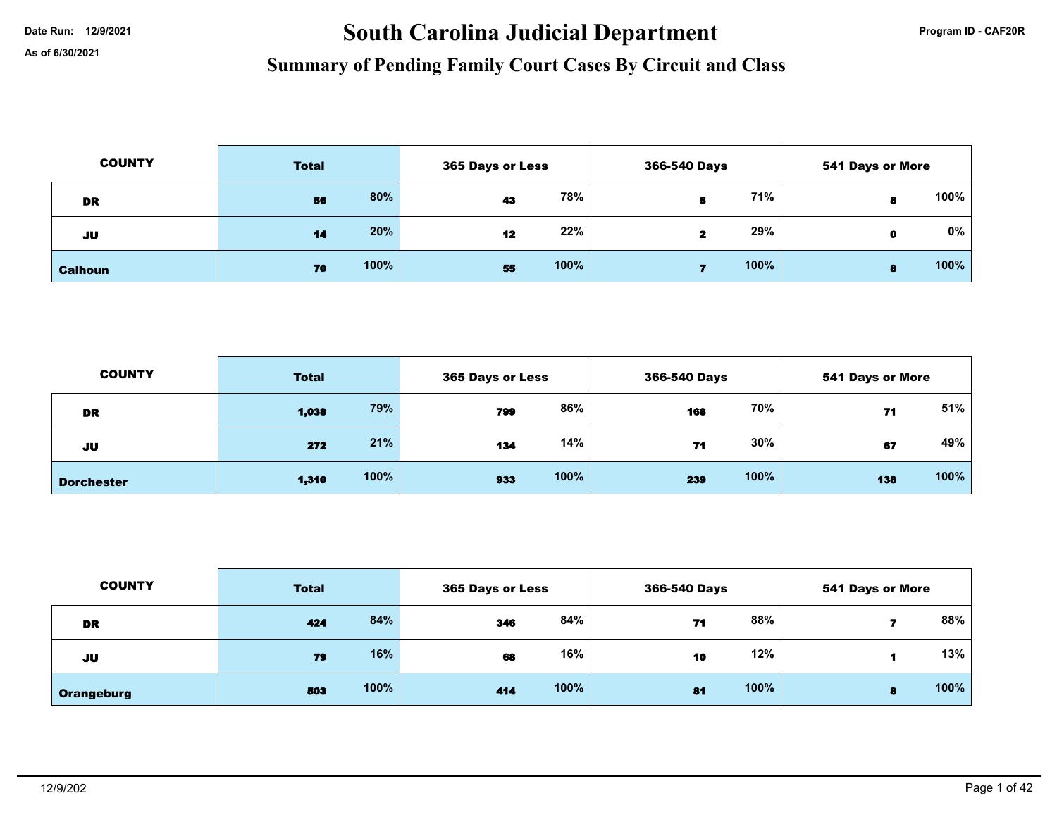Date Run: 12/9/2021

As of 6/30/2021

# South Carolina Judicial Department

## Summary of Pending Family Court Cases By Circuit and Class

Program ID - CAF20R

| COUNTY | Total | | 365 Days or Less | | 366-540 Days | | 541 Days or More | |
|---|---|---|---|---|---|---|---|---|
| DR | 56 | 80% | 43 | 78% | 5 | 71% | 8 | 100% |
| JU | 14 | 20% | 12 | 22% | 2 | 29% | 0 | 0% |
| Calhoun | 70 | 100% | 55 | 100% | 7 | 100% | 8 | 100% |

| COUNTY | Total | | 365 Days or Less | | 366-540 Days | | 541 Days or More | |
|---|---|---|---|---|---|---|---|---|
| DR | 1,038 | 79% | 799 | 86% | 168 | 70% | 71 | 51% |
| JU | 272 | 21% | 134 | 14% | 71 | 30% | 67 | 49% |
| Dorchester | 1,310 | 100% | 933 | 100% | 239 | 100% | 138 | 100% |

| COUNTY | Total | | 365 Days or Less | | 366-540 Days | | 541 Days or More | |
|---|---|---|---|---|---|---|---|---|
| DR | 424 | 84% | 346 | 84% | 71 | 88% | 7 | 88% |
| JU | 79 | 16% | 68 | 16% | 10 | 12% | 1 | 13% |
| Orangeburg | 503 | 100% | 414 | 100% | 81 | 100% | 8 | 100% |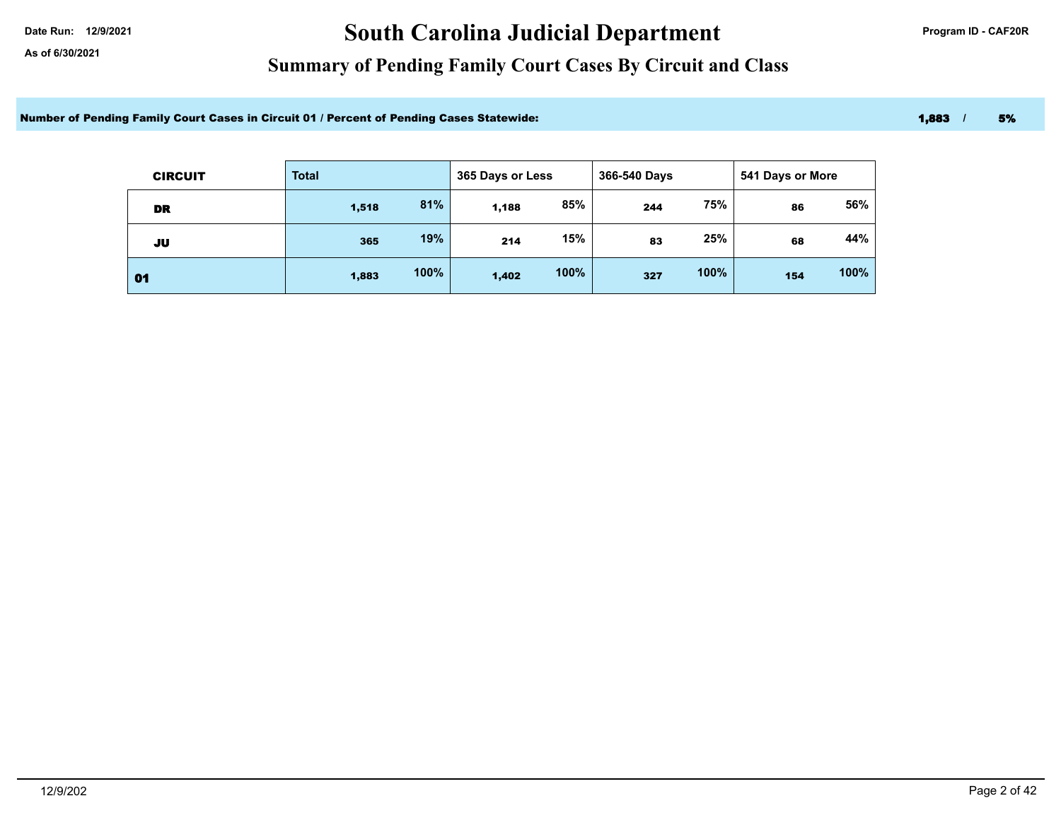Date Run: 12/9/2021

As of 6/30/2021

# South Carolina Judicial Department

## Summary of Pending Family Court Cases By Circuit and Class

Program ID - CAF20R

**Number of Pending Family Court Cases in Circuit 01 / Percent of Pending Cases Statewide:** **1,883 / 5%**

| CIRCUIT | Total | | 365 Days or Less | | 366-540 Days | | 541 Days or More | |
|---|---|---|---|---|---|---|---|---|
| DR | 1,518 | 81% | 1,188 | 85% | 244 | 75% | 86 | 56% |
| JU | 365 | 19% | 214 | 15% | 83 | 25% | 68 | 44% |
| 01 | 1,883 | 100% | 1,402 | 100% | 327 | 100% | 154 | 100% |

12/9/202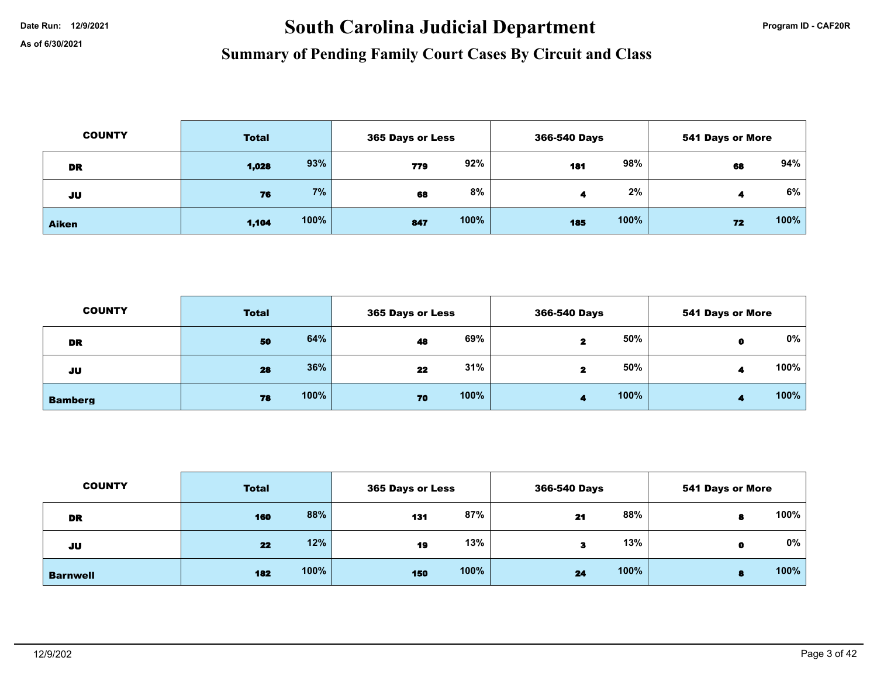Date Run: 12/9/2021

As of 6/30/2021

# South Carolina Judicial Department

## Summary of Pending Family Court Cases By Circuit and Class

Program ID - CAF20R

| COUNTY | Total | | 365 Days or Less | | 366-540 Days | | 541 Days or More | |
|---|---|---|---|---|---|---|---|---|
| DR | 1,028 | 93% | 779 | 92% | 181 | 98% | 68 | 94% |
| JU | 76 | 7% | 68 | 8% | 4 | 2% | 4 | 6% |
| **Aiken** | 1,104 | 100% | 847 | 100% | 185 | 100% | 72 | 100% |

| COUNTY | Total | | 365 Days or Less | | 366-540 Days | | 541 Days or More | |
|---|---|---|---|---|---|---|---|---|
| DR | 50 | 64% | 48 | 69% | 2 | 50% | 0 | 0% |
| JU | 28 | 36% | 22 | 31% | 2 | 50% | 4 | 100% |
| **Bamberg** | 78 | 100% | 70 | 100% | 4 | 100% | 4 | 100% |

| COUNTY | Total | | 365 Days or Less | | 366-540 Days | | 541 Days or More | |
|---|---|---|---|---|---|---|---|---|
| DR | 160 | 88% | 131 | 87% | 21 | 88% | 8 | 100% |
| JU | 22 | 12% | 19 | 13% | 3 | 13% | 0 | 0% |
| **Barnwell** | 182 | 100% | 150 | 100% | 24 | 100% | 8 | 100% |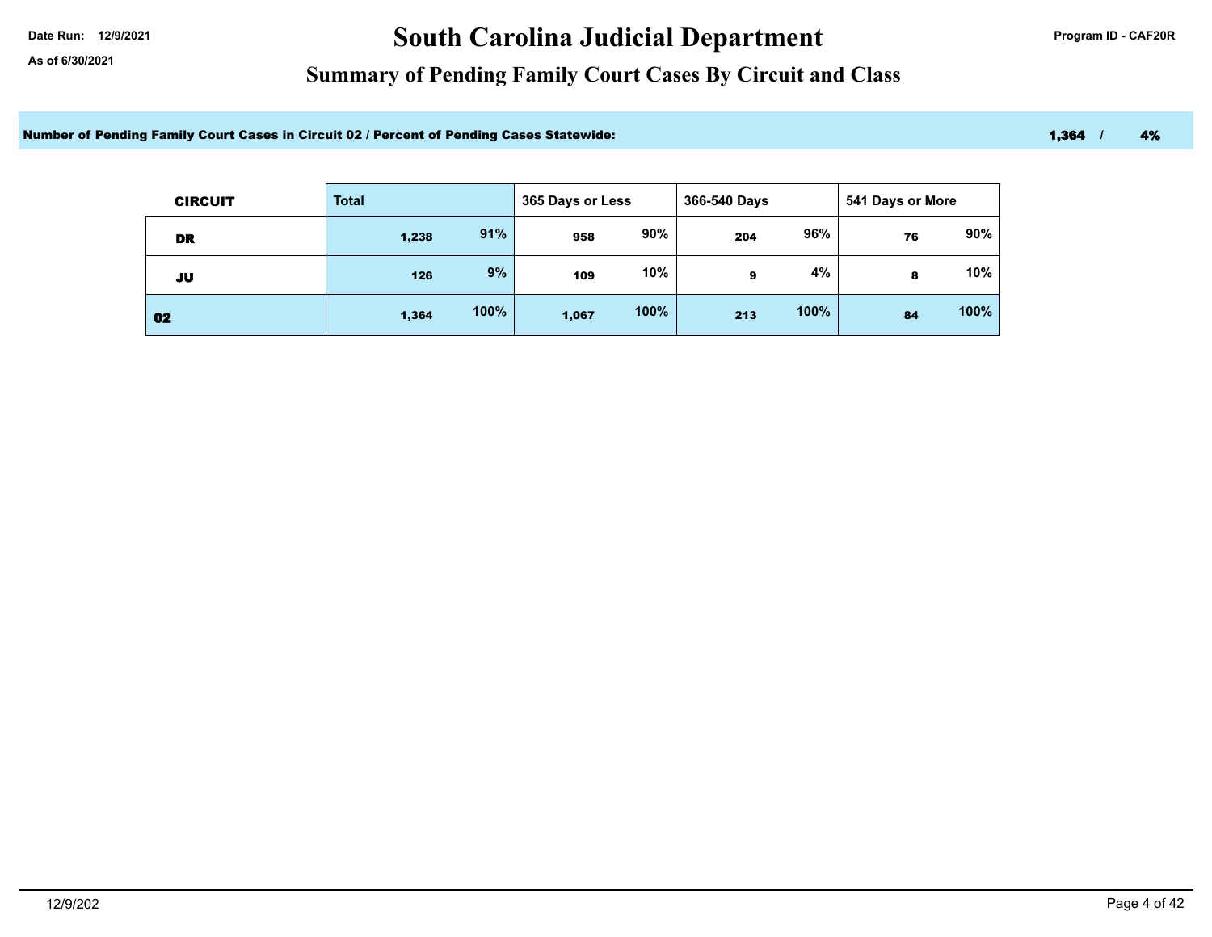Date Run: 12/9/2021

As of 6/30/2021

# South Carolina Judicial Department

Program ID - CAF20R

## Summary of Pending Family Court Cases By Circuit and Class

**Number of Pending Family Court Cases in Circuit 02 / Percent of Pending Cases Statewide:** **1,364 / 4%**

| CIRCUIT | Total | | 365 Days or Less | | 366-540 Days | | 541 Days or More | |
|---|---|---|---|---|---|---|---|---|
| DR | 1,238 | 91% | 958 | 90% | 204 | 96% | 76 | 90% |
| JU | 126 | 9% | 109 | 10% | 9 | 4% | 8 | 10% |
| 02 | 1,364 | 100% | 1,067 | 100% | 213 | 100% | 84 | 100% |

12/9/202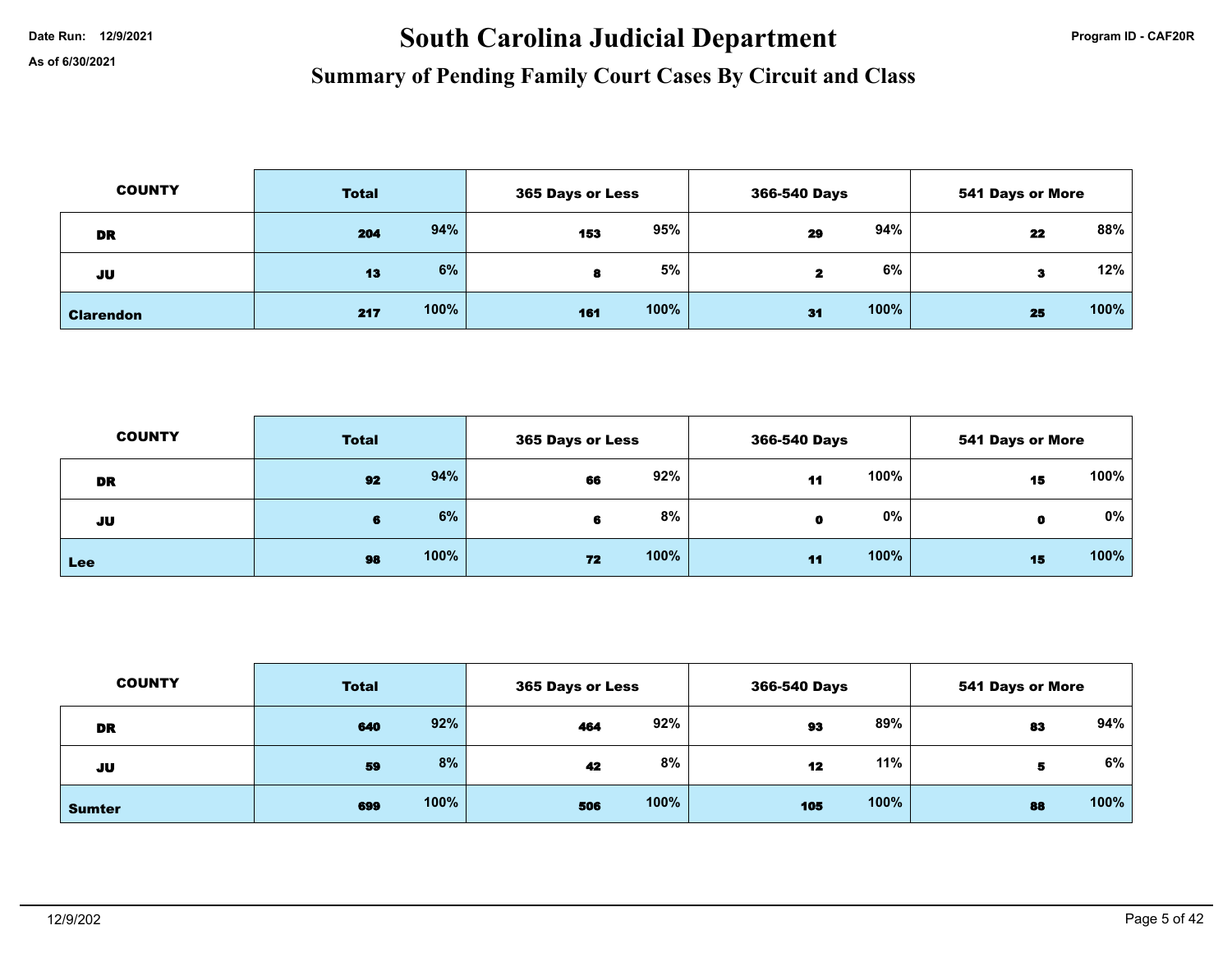# South Carolina Judicial Department

## Summary of Pending Family Court Cases By Circuit and Class

Date Run: 12/9/2021

As of 6/30/2021

Program ID - CAF20R

| COUNTY | Total | | 365 Days or Less | | 366-540 Days | | 541 Days or More | |
|---|---|---|---|---|---|---|---|---|
| DR | 204 | 94% | 153 | 95% | 29 | 94% | 22 | 88% |
| JU | 13 | 6% | 8 | 5% | 2 | 6% | 3 | 12% |
| Clarendon | 217 | 100% | 161 | 100% | 31 | 100% | 25 | 100% |

| COUNTY | Total | | 365 Days or Less | | 366-540 Days | | 541 Days or More | |
|---|---|---|---|---|---|---|---|---|
| DR | 92 | 94% | 66 | 92% | 11 | 100% | 15 | 100% |
| JU | 6 | 6% | 6 | 8% | 0 | 0% | 0 | 0% |
| Lee | 98 | 100% | 72 | 100% | 11 | 100% | 15 | 100% |

| COUNTY | Total | | 365 Days or Less | | 366-540 Days | | 541 Days or More | |
|---|---|---|---|---|---|---|---|---|
| DR | 640 | 92% | 464 | 92% | 93 | 89% | 83 | 94% |
| JU | 59 | 8% | 42 | 8% | 12 | 11% | 5 | 6% |
| Sumter | 699 | 100% | 506 | 100% | 105 | 100% | 88 | 100% |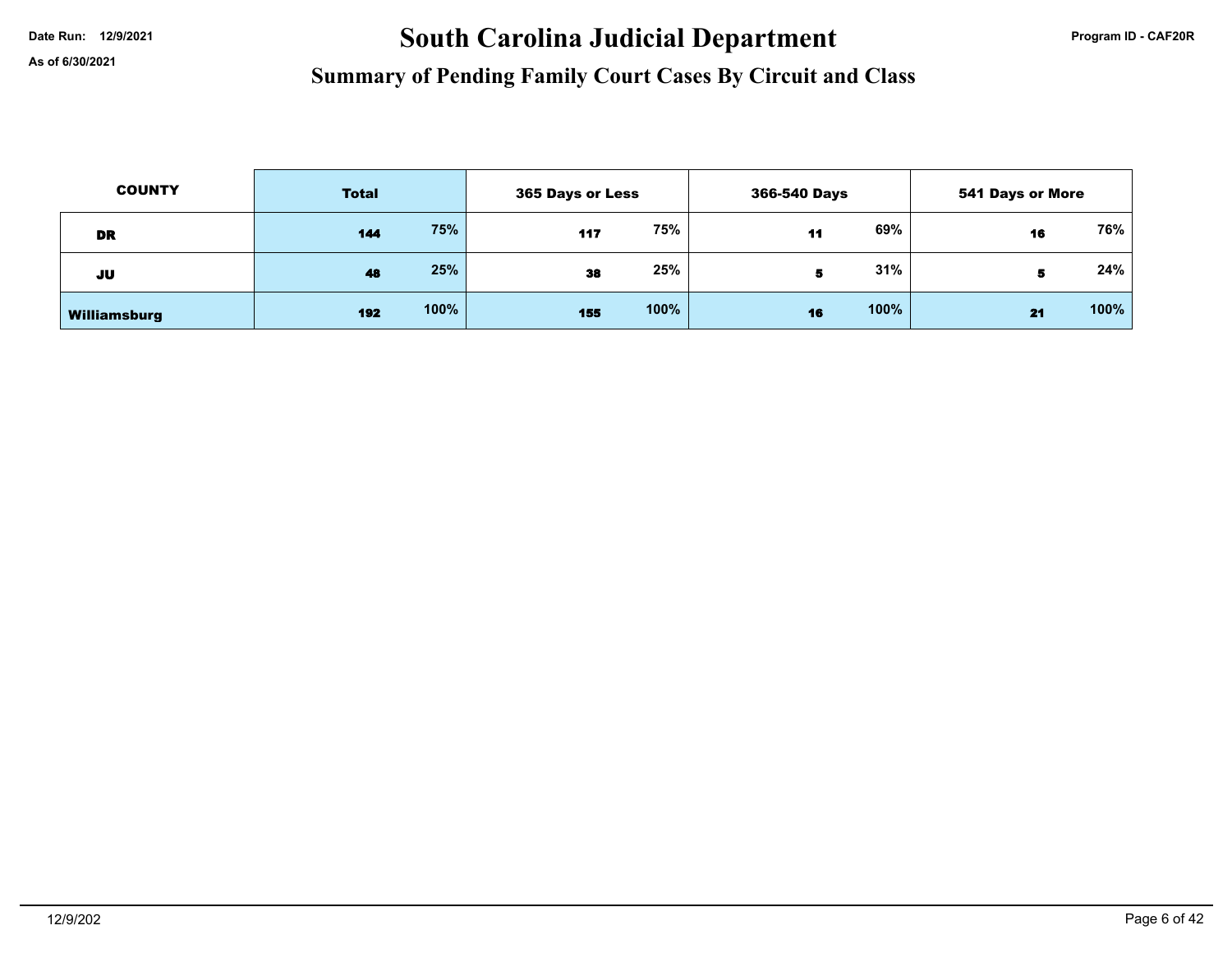Date Run: 12/9/2021

As of 6/30/2021

# South Carolina Judicial Department

## Summary of Pending Family Court Cases By Circuit and Class

Program ID - CAF20R

| COUNTY | Total | | 365 Days or Less | | 366-540 Days | | 541 Days or More | |
|---|---|---|---|---|---|---|---|---|
| DR | 144 | 75% | 117 | 75% | 11 | 69% | 16 | 76% |
| JU | 48 | 25% | 38 | 25% | 5 | 31% | 5 | 24% |
| Williamsburg | 192 | 100% | 155 | 100% | 16 | 100% | 21 | 100% |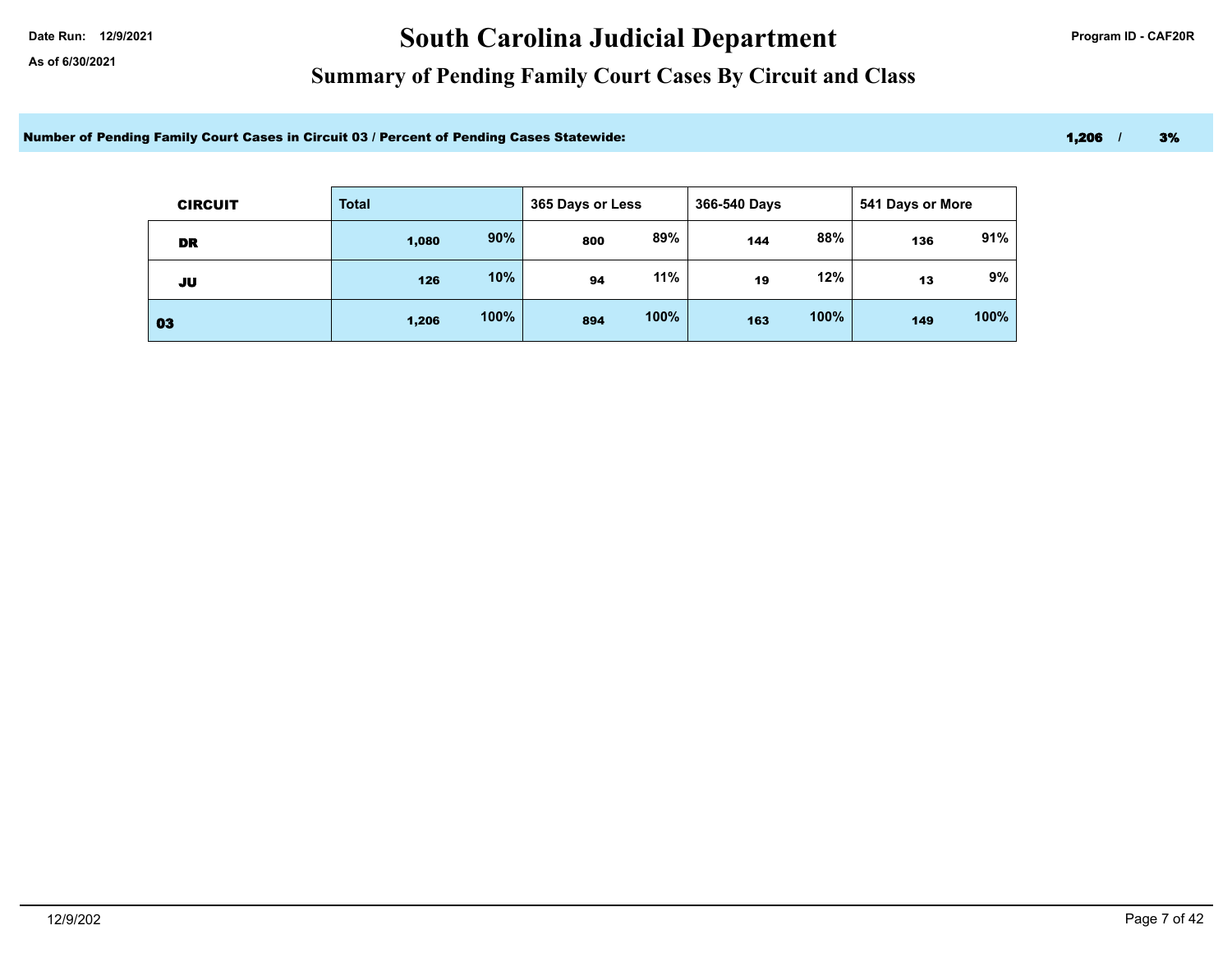Date Run: 12/9/2021

As of 6/30/2021

# South Carolina Judicial Department

Program ID - CAF20R

## Summary of Pending Family Court Cases By Circuit and Class

**Number of Pending Family Court Cases in Circuit 03 / Percent of Pending Cases Statewide:** **1,206 / 3%**

| CIRCUIT | Total | | 365 Days or Less | | 366-540 Days | | 541 Days or More | |
|---|---|---|---|---|---|---|---|---|
| DR | 1,080 | 90% | 800 | 89% | 144 | 88% | 136 | 91% |
| JU | 126 | 10% | 94 | 11% | 19 | 12% | 13 | 9% |
| 03 | 1,206 | 100% | 894 | 100% | 163 | 100% | 149 | 100% |

12/9/202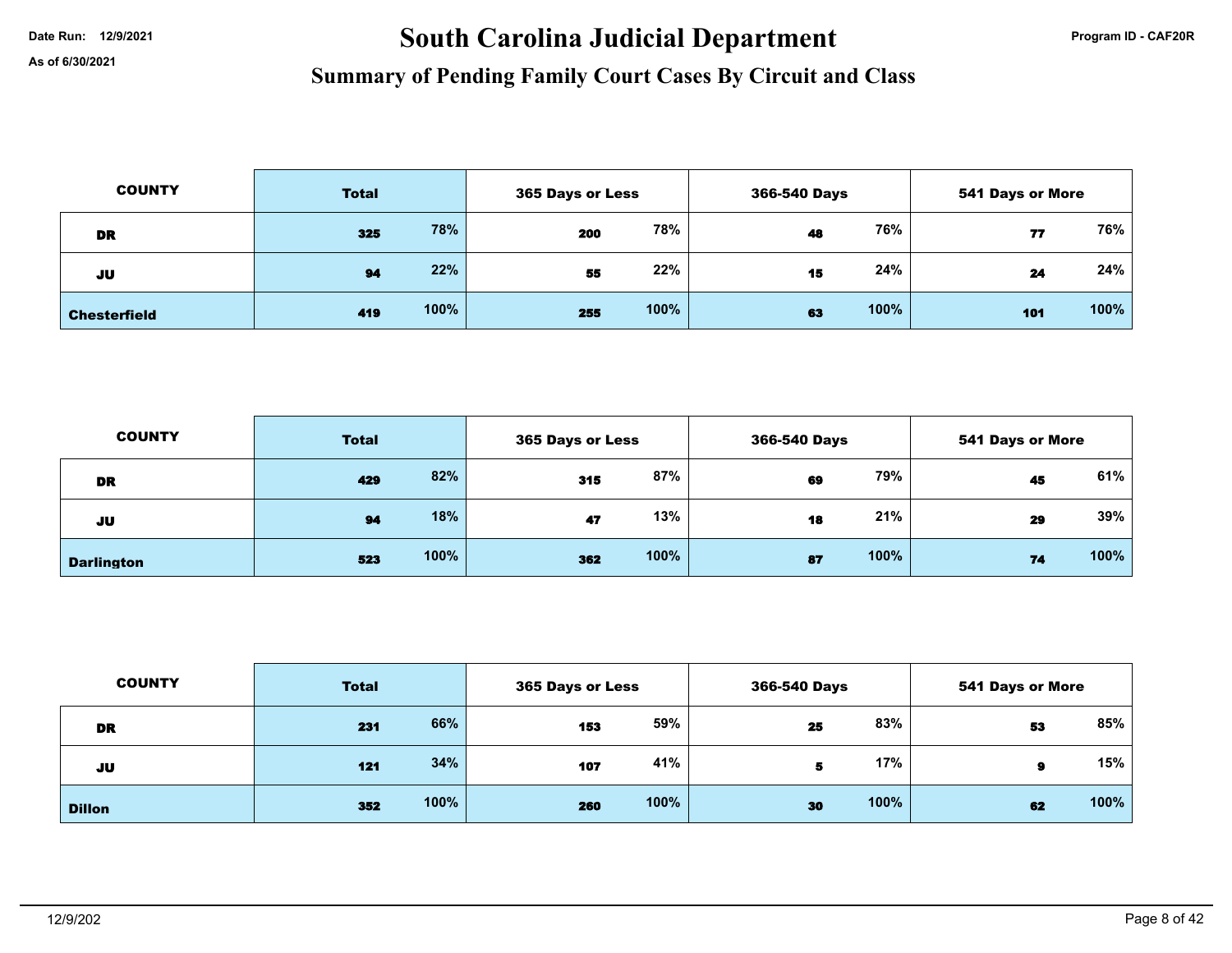Date Run: 12/9/2021

As of 6/30/2021

# South Carolina Judicial Department

## Summary of Pending Family Court Cases By Circuit and Class

Program ID - CAF20R

| COUNTY | Total | | 365 Days or Less | | 366-540 Days | | 541 Days or More | |
|---|---|---|---|---|---|---|---|---|
| DR | 325 | 78% | 200 | 78% | 48 | 76% | 77 | 76% |
| JU | 94 | 22% | 55 | 22% | 15 | 24% | 24 | 24% |
| Chesterfield | 419 | 100% | 255 | 100% | 63 | 100% | 101 | 100% |

| COUNTY | Total | | 365 Days or Less | | 366-540 Days | | 541 Days or More | |
|---|---|---|---|---|---|---|---|---|
| DR | 429 | 82% | 315 | 87% | 69 | 79% | 45 | 61% |
| JU | 94 | 18% | 47 | 13% | 18 | 21% | 29 | 39% |
| Darlington | 523 | 100% | 362 | 100% | 87 | 100% | 74 | 100% |

| COUNTY | Total | | 365 Days or Less | | 366-540 Days | | 541 Days or More | |
|---|---|---|---|---|---|---|---|---|
| DR | 231 | 66% | 153 | 59% | 25 | 83% | 53 | 85% |
| JU | 121 | 34% | 107 | 41% | 5 | 17% | 9 | 15% |
| Dillon | 352 | 100% | 260 | 100% | 30 | 100% | 62 | 100% |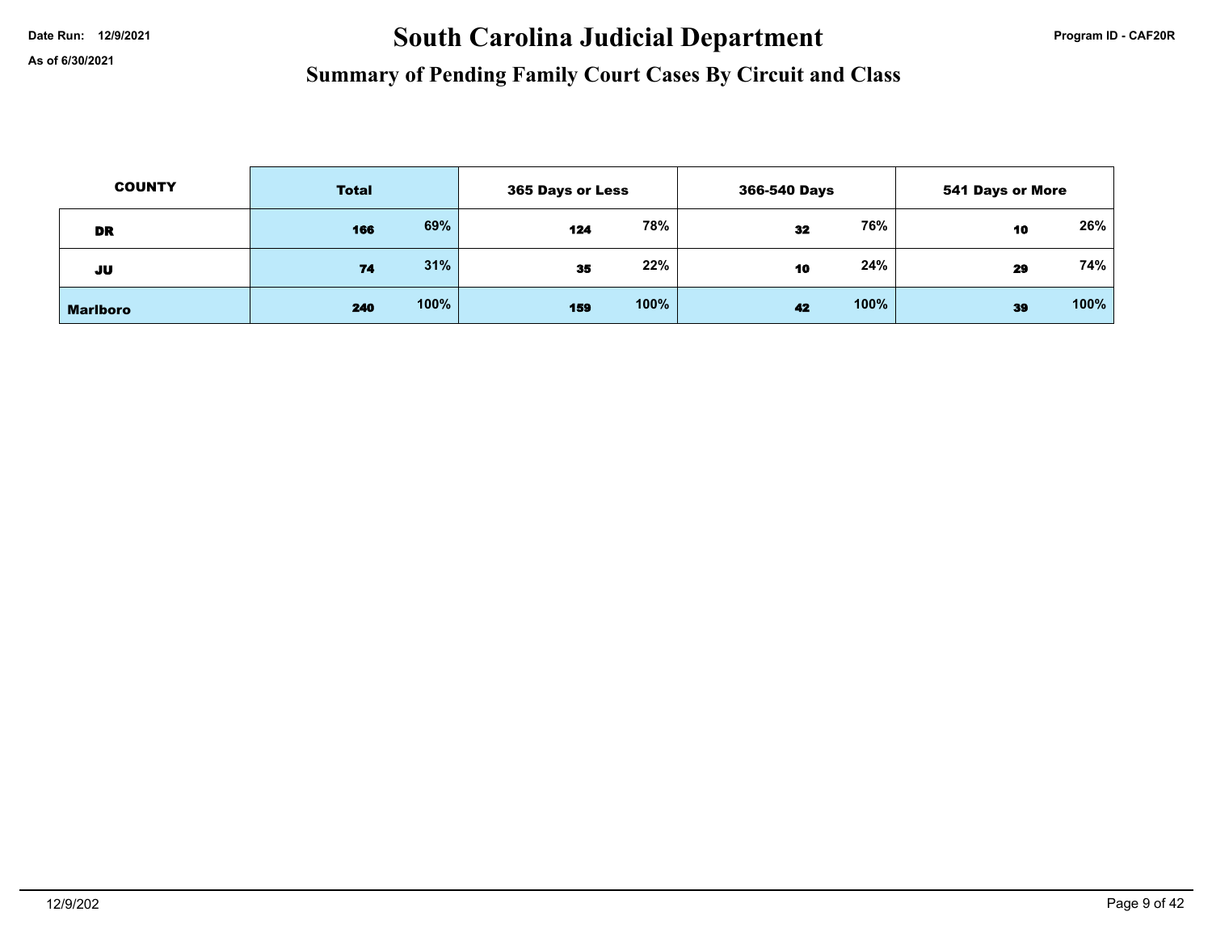Date Run: 12/9/2021

As of 6/30/2021

# South Carolina Judicial Department

## Summary of Pending Family Court Cases By Circuit and Class

Program ID - CAF20R

| COUNTY | Total | | 365 Days or Less | | 366-540 Days | | 541 Days or More | |
|---|---|---|---|---|---|---|---|---|
| DR | 166 | 69% | 124 | 78% | 32 | 76% | 10 | 26% |
| JU | 74 | 31% | 35 | 22% | 10 | 24% | 29 | 74% |
| Marlboro | 240 | 100% | 159 | 100% | 42 | 100% | 39 | 100% |

12/9/202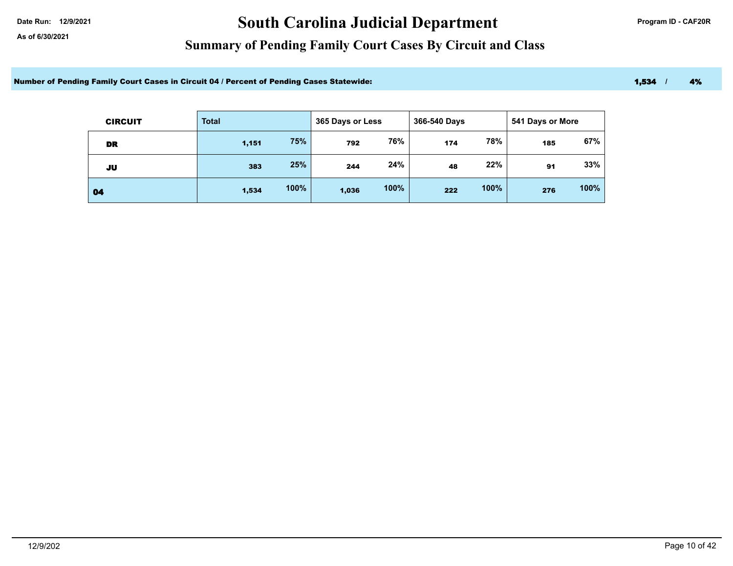Date Run: 12/9/2021

As of 6/30/2021

# South Carolina Judicial Department

## Summary of Pending Family Court Cases By Circuit and Class

Program ID - CAF20R

**Number of Pending Family Court Cases in Circuit 04 / Percent of Pending Cases Statewide:** **1,534 / 4%**

| CIRCUIT | Total | | 365 Days or Less | | 366-540 Days | | 541 Days or More | |
|---|---|---|---|---|---|---|---|---|
| DR | 1,151 | 75% | 792 | 76% | 174 | 78% | 185 | 67% |
| JU | 383 | 25% | 244 | 24% | 48 | 22% | 91 | 33% |
| 04 | 1,534 | 100% | 1,036 | 100% | 222 | 100% | 276 | 100% |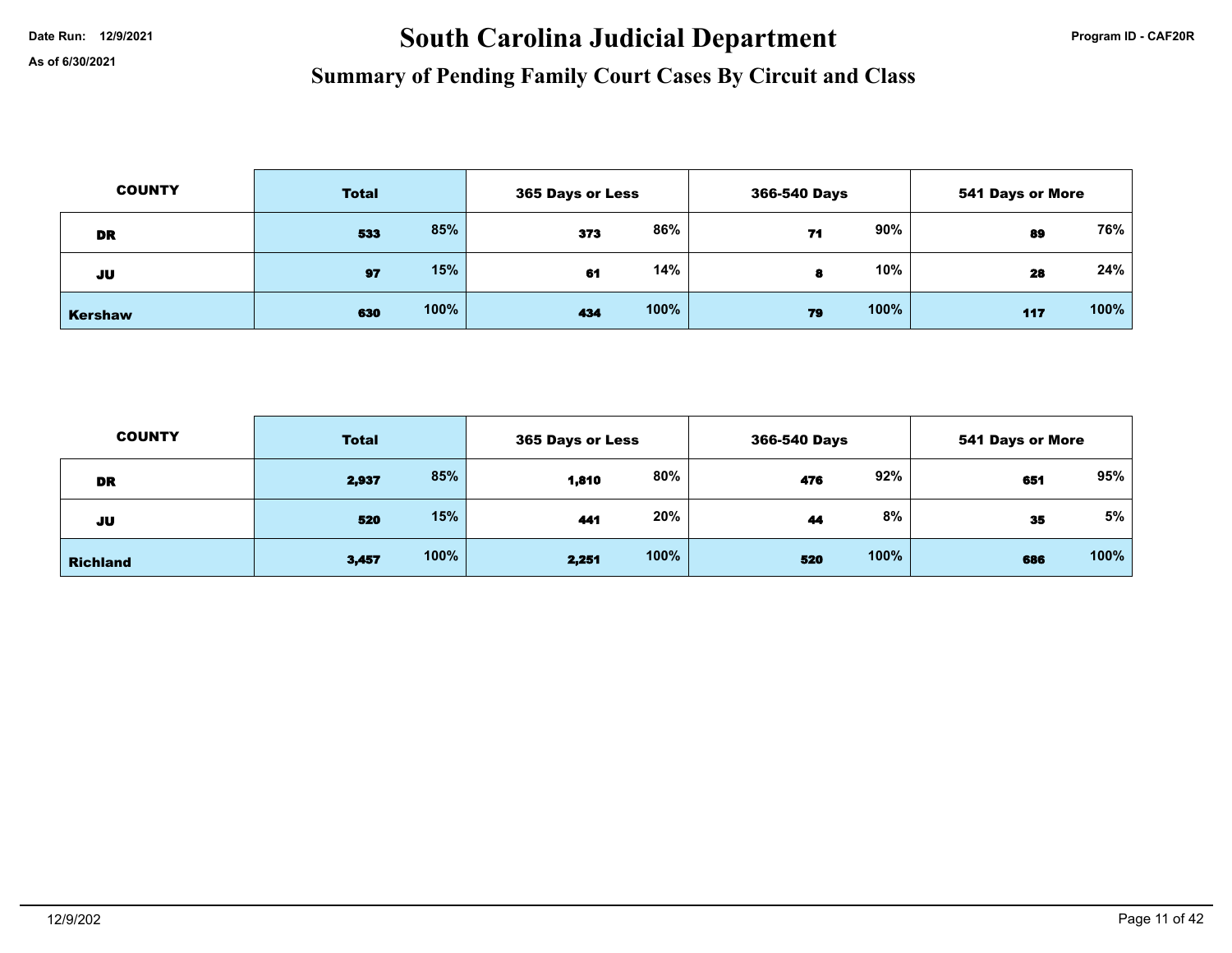Date Run: 12/9/2021

As of 6/30/2021

# South Carolina Judicial Department

## Summary of Pending Family Court Cases By Circuit and Class

| COUNTY | Total | | 365 Days or Less | | 366-540 Days | | 541 Days or More | |
|---|---|---|---|---|---|---|---|---|
| DR | 533 | 85% | 373 | 86% | 71 | 90% | 89 | 76% |
| JU | 97 | 15% | 61 | 14% | 8 | 10% | 28 | 24% |
| Kershaw | 630 | 100% | 434 | 100% | 79 | 100% | 117 | 100% |

| COUNTY | Total | | 365 Days or Less | | 366-540 Days | | 541 Days or More | |
|---|---|---|---|---|---|---|---|---|
| DR | 2,937 | 85% | 1,810 | 80% | 476 | 92% | 651 | 95% |
| JU | 520 | 15% | 441 | 20% | 44 | 8% | 35 | 5% |
| Richland | 3,457 | 100% | 2,251 | 100% | 520 | 100% | 686 | 100% |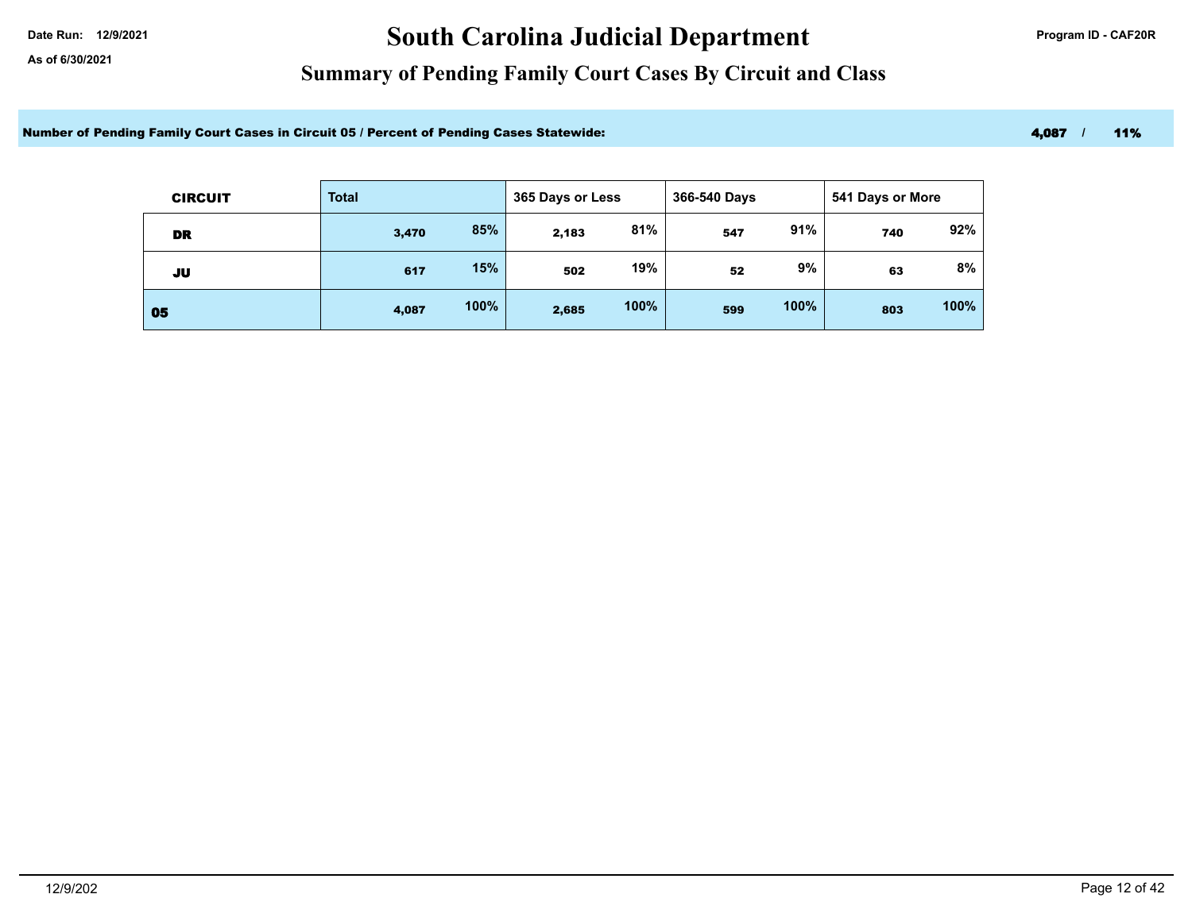Date Run: 12/9/2021

As of 6/30/2021

# South Carolina Judicial Department

Program ID - CAF20R

## Summary of Pending Family Court Cases By Circuit and Class

**Number of Pending Family Court Cases in Circuit 05 / Percent of Pending Cases Statewide:** **4,087 / 11%**

| CIRCUIT | Total | | 365 Days or Less | | 366-540 Days | | 541 Days or More | |
|---|---|---|---|---|---|---|---|---|
| DR | 3,470 | 85% | 2,183 | 81% | 547 | 91% | 740 | 92% |
| JU | 617 | 15% | 502 | 19% | 52 | 9% | 63 | 8% |
| 05 | 4,087 | 100% | 2,685 | 100% | 599 | 100% | 803 | 100% |

12/9/202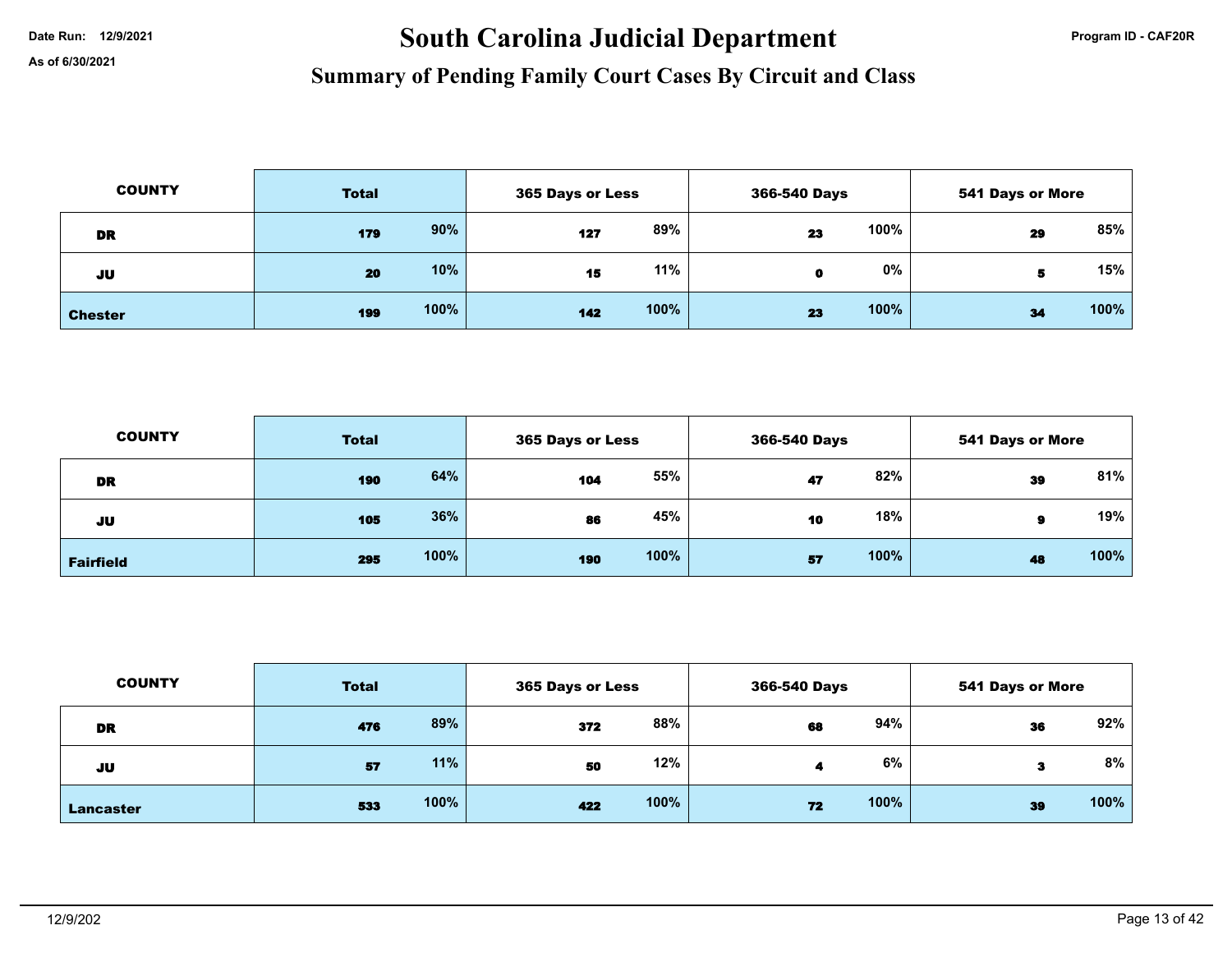# South Carolina Judicial Department

## Summary of Pending Family Court Cases By Circuit and Class

Date Run: 12/9/2021

As of 6/30/2021

Program ID - CAF20R

| COUNTY | Total | | 365 Days or Less | | 366-540 Days | | 541 Days or More | |
|---|---|---|---|---|---|---|---|---|
| DR | 179 | 90% | 127 | 89% | 23 | 100% | 29 | 85% |
| JU | 20 | 10% | 15 | 11% | 0 | 0% | 5 | 15% |
| Chester | 199 | 100% | 142 | 100% | 23 | 100% | 34 | 100% |

| COUNTY | Total | | 365 Days or Less | | 366-540 Days | | 541 Days or More | |
|---|---|---|---|---|---|---|---|---|
| DR | 190 | 64% | 104 | 55% | 47 | 82% | 39 | 81% |
| JU | 105 | 36% | 86 | 45% | 10 | 18% | 9 | 19% |
| Fairfield | 295 | 100% | 190 | 100% | 57 | 100% | 48 | 100% |

| COUNTY | Total | | 365 Days or Less | | 366-540 Days | | 541 Days or More | |
|---|---|---|---|---|---|---|---|---|
| DR | 476 | 89% | 372 | 88% | 68 | 94% | 36 | 92% |
| JU | 57 | 11% | 50 | 12% | 4 | 6% | 3 | 8% |
| Lancaster | 533 | 100% | 422 | 100% | 72 | 100% | 39 | 100% |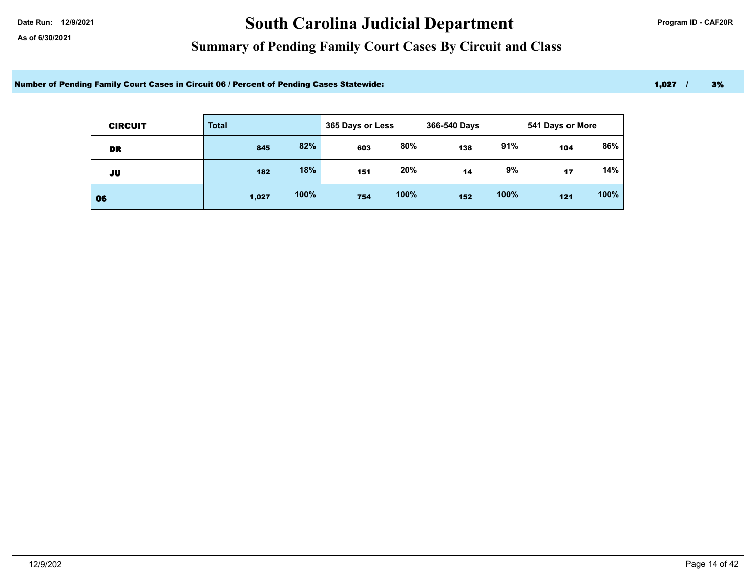Date Run: 12/9/2021

As of 6/30/2021

# South Carolina Judicial Department

Program ID - CAF20R

## Summary of Pending Family Court Cases By Circuit and Class

**Number of Pending Family Court Cases in Circuit 06 / Percent of Pending Cases Statewide:** **1,027 / 3%**

| CIRCUIT | Total | | 365 Days or Less | | 366-540 Days | | 541 Days or More | |
|---|---|---|---|---|---|---|---|---|
| DR | 845 | 82% | 603 | 80% | 138 | 91% | 104 | 86% |
| JU | 182 | 18% | 151 | 20% | 14 | 9% | 17 | 14% |
| 06 | 1,027 | 100% | 754 | 100% | 152 | 100% | 121 | 100% |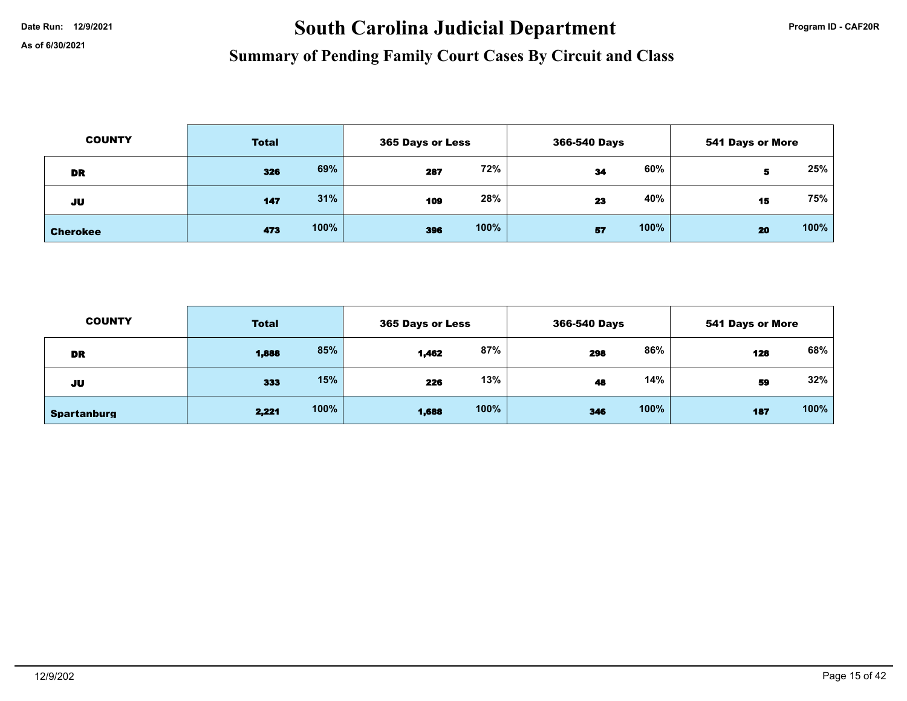# South Carolina Judicial Department

## Summary of Pending Family Court Cases By Circuit and Class

Date Run: 12/9/2021

As of 6/30/2021

Program ID - CAF20R

| COUNTY | Total | | 365 Days or Less | | 366-540 Days | | 541 Days or More | |
|---|---|---|---|---|---|---|---|---|
| DR | 326 | 69% | 287 | 72% | 34 | 60% | 5 | 25% |
| JU | 147 | 31% | 109 | 28% | 23 | 40% | 15 | 75% |
| Cherokee | 473 | 100% | 396 | 100% | 57 | 100% | 20 | 100% |

| COUNTY | Total | | 365 Days or Less | | 366-540 Days | | 541 Days or More | |
|---|---|---|---|---|---|---|---|---|
| DR | 1,888 | 85% | 1,462 | 87% | 298 | 86% | 128 | 68% |
| JU | 333 | 15% | 226 | 13% | 48 | 14% | 59 | 32% |
| Spartanburg | 2,221 | 100% | 1,688 | 100% | 346 | 100% | 187 | 100% |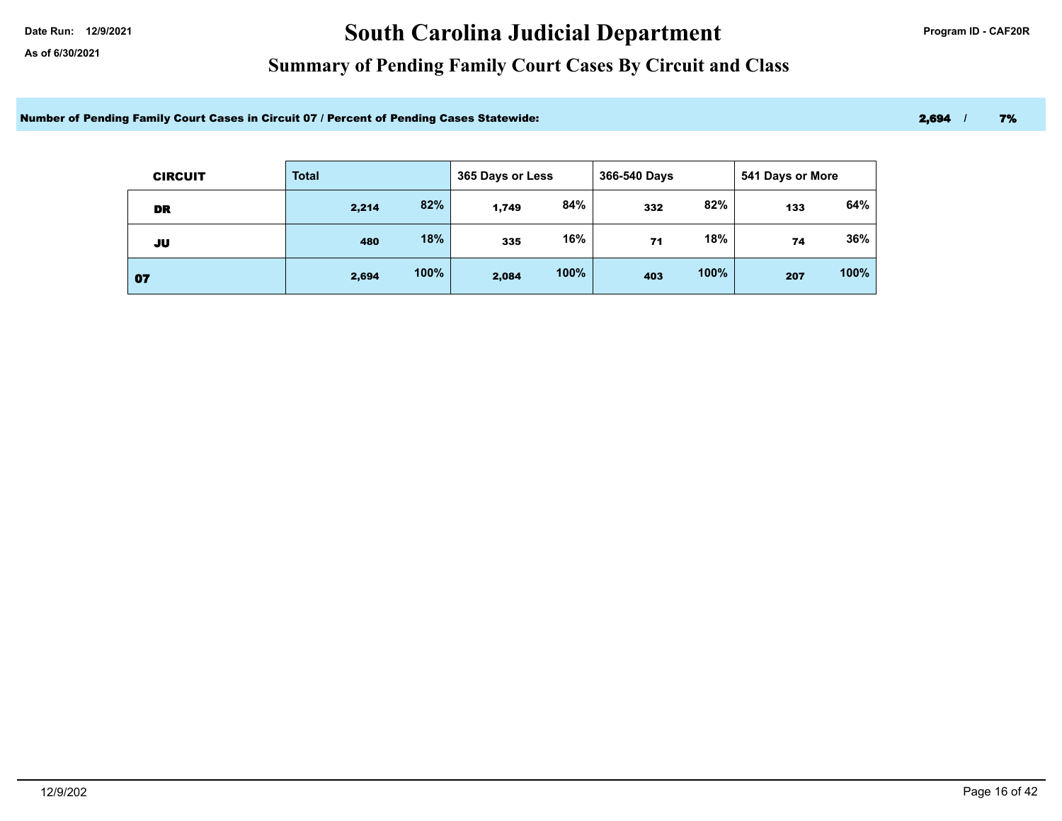Date Run: 12/9/2021

As of 6/30/2021

# South Carolina Judicial Department

Program ID - CAF20R

## Summary of Pending Family Court Cases By Circuit and Class

**Number of Pending Family Court Cases in Circuit 07 / Percent of Pending Cases Statewide:** **2,694 / 7%**

| CIRCUIT | Total | | 365 Days or Less | | 366-540 Days | | 541 Days or More | |
|---|---|---|---|---|---|---|---|---|
| DR | 2,214 | 82% | 1,749 | 84% | 332 | 82% | 133 | 64% |
| JU | 480 | 18% | 335 | 16% | 71 | 18% | 74 | 36% |
| 07 | 2,694 | 100% | 2,084 | 100% | 403 | 100% | 207 | 100% |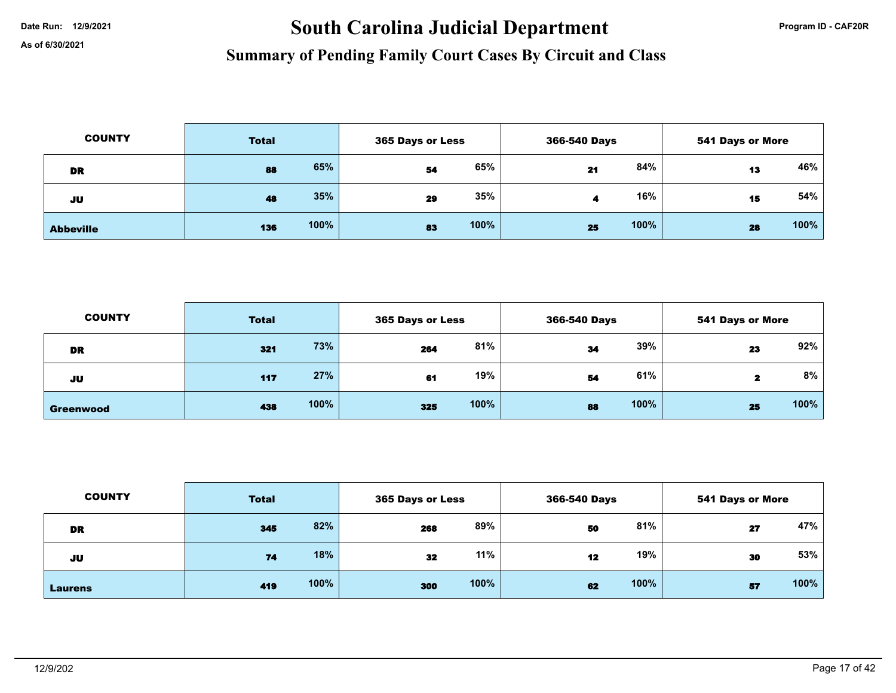# South Carolina Judicial Department

## Summary of Pending Family Court Cases By Circuit and Class

Date Run: 12/9/2021

As of 6/30/2021

Program ID - CAF20R

| COUNTY | Total | | 365 Days or Less | | 366-540 Days | | 541 Days or More | |
|---|---|---|---|---|---|---|---|---|
| DR | 88 | 65% | 54 | 65% | 21 | 84% | 13 | 46% |
| JU | 48 | 35% | 29 | 35% | 4 | 16% | 15 | 54% |
| **Abbeville** | 136 | 100% | 83 | 100% | 25 | 100% | 28 | 100% |

| COUNTY | Total | | 365 Days or Less | | 366-540 Days | | 541 Days or More | |
|---|---|---|---|---|---|---|---|---|
| DR | 321 | 73% | 264 | 81% | 34 | 39% | 23 | 92% |
| JU | 117 | 27% | 61 | 19% | 54 | 61% | 2 | 8% |
| **Greenwood** | 438 | 100% | 325 | 100% | 88 | 100% | 25 | 100% |

| COUNTY | Total | | 365 Days or Less | | 366-540 Days | | 541 Days or More | |
|---|---|---|---|---|---|---|---|---|
| DR | 345 | 82% | 268 | 89% | 50 | 81% | 27 | 47% |
| JU | 74 | 18% | 32 | 11% | 12 | 19% | 30 | 53% |
| **Laurens** | 419 | 100% | 300 | 100% | 62 | 100% | 57 | 100% |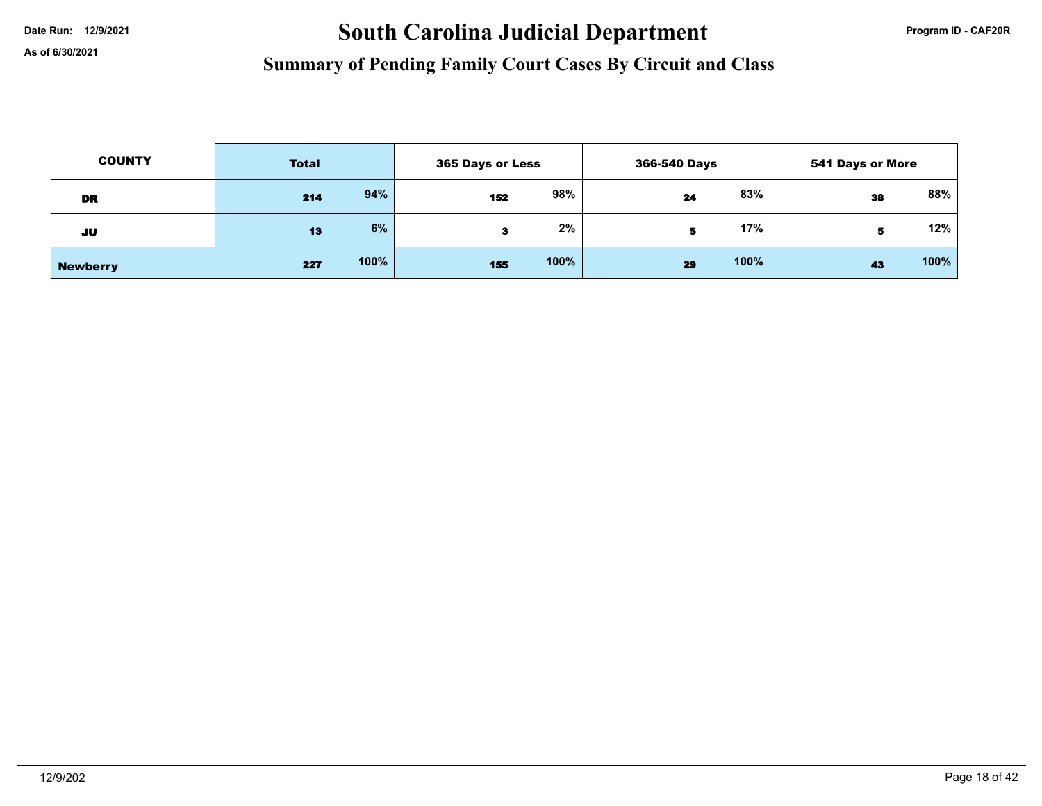Date Run: 12/9/2021

As of 6/30/2021

# South Carolina Judicial Department

## Summary of Pending Family Court Cases By Circuit and Class

Program ID - CAF20R

| COUNTY | Total | | 365 Days or Less | | 366-540 Days | | 541 Days or More | |
|---|---|---|---|---|---|---|---|---|
| DR | 214 | 94% | 152 | 98% | 24 | 83% | 38 | 88% |
| JU | 13 | 6% | 3 | 2% | 5 | 17% | 5 | 12% |
| Newberry | 227 | 100% | 155 | 100% | 29 | 100% | 43 | 100% |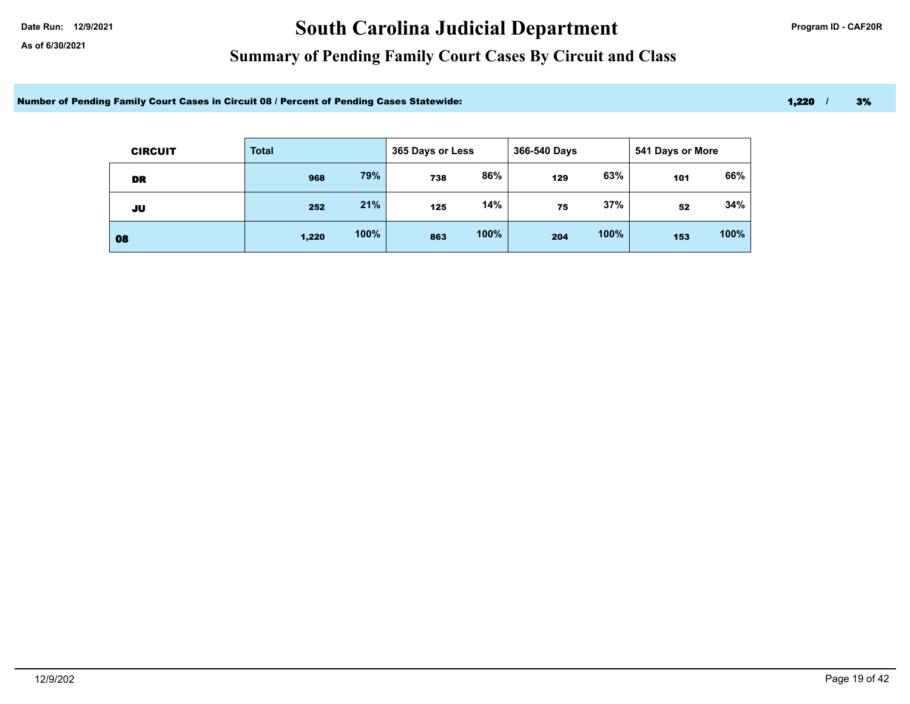Date Run: 12/9/2021

As of 6/30/2021

# South Carolina Judicial Department

Program ID - CAF20R

## Summary of Pending Family Court Cases By Circuit and Class

**Number of Pending Family Court Cases in Circuit 08 / Percent of Pending Cases Statewide:** **1,220 / 3%**

| CIRCUIT | Total | | 365 Days or Less | | 366-540 Days | | 541 Days or More | |
|---|---|---|---|---|---|---|---|---|
| DR | 968 | 79% | 738 | 86% | 129 | 63% | 101 | 66% |
| JU | 252 | 21% | 125 | 14% | 75 | 37% | 52 | 34% |
| 08 | 1,220 | 100% | 863 | 100% | 204 | 100% | 153 | 100% |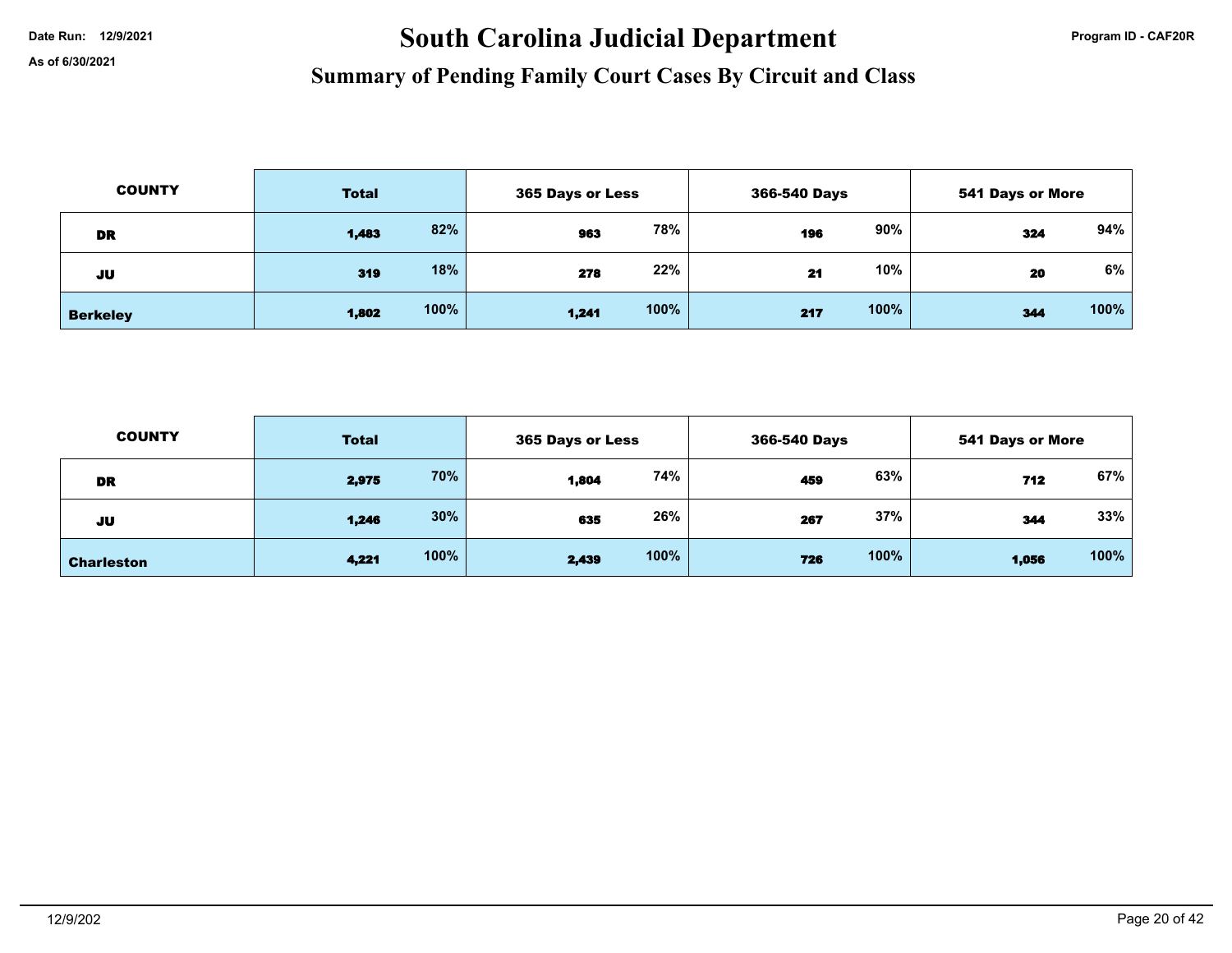# South Carolina Judicial Department

Date Run: 12/9/2021

As of 6/30/2021

Program ID - CAF20R

## Summary of Pending Family Court Cases By Circuit and Class

| COUNTY | Total | | 365 Days or Less | | 366-540 Days | | 541 Days or More | |
|---|---|---|---|---|---|---|---|---|
| DR | 1,483 | 82% | 963 | 78% | 196 | 90% | 324 | 94% |
| JU | 319 | 18% | 278 | 22% | 21 | 10% | 20 | 6% |
| Berkeley | 1,802 | 100% | 1,241 | 100% | 217 | 100% | 344 | 100% |

| COUNTY | Total | | 365 Days or Less | | 366-540 Days | | 541 Days or More | |
|---|---|---|---|---|---|---|---|---|
| DR | 2,975 | 70% | 1,804 | 74% | 459 | 63% | 712 | 67% |
| JU | 1,246 | 30% | 635 | 26% | 267 | 37% | 344 | 33% |
| Charleston | 4,221 | 100% | 2,439 | 100% | 726 | 100% | 1,056 | 100% |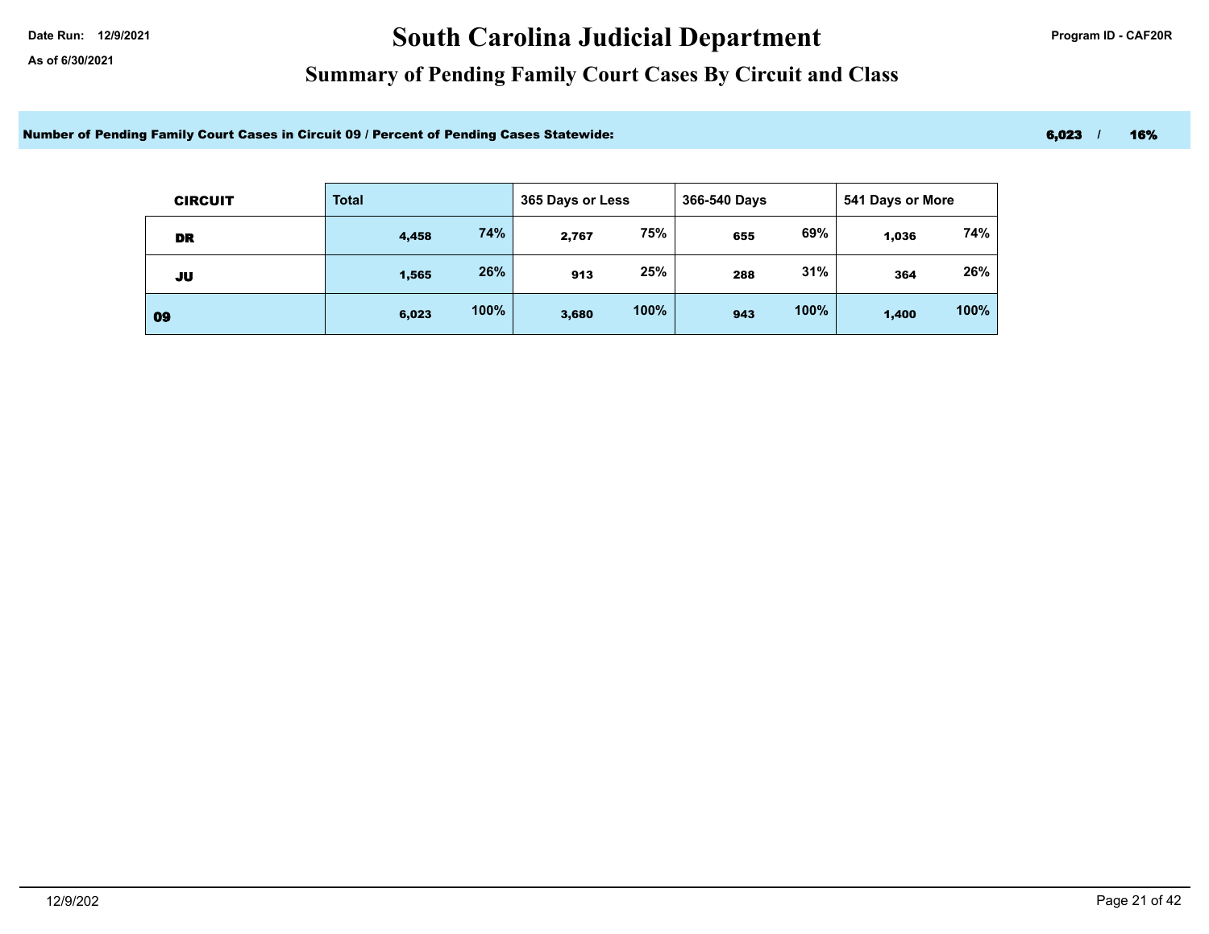Date Run: 12/9/2021

As of 6/30/2021

# South Carolina Judicial Department

Program ID - CAF20R

## Summary of Pending Family Court Cases By Circuit and Class

**Number of Pending Family Court Cases in Circuit 09 / Percent of Pending Cases Statewide:** **6,023 / 16%**

| CIRCUIT | Total | | 365 Days or Less | | 366-540 Days | | 541 Days or More | |
|---|---|---|---|---|---|---|---|---|
| DR | 4,458 | 74% | 2,767 | 75% | 655 | 69% | 1,036 | 74% |
| JU | 1,565 | 26% | 913 | 25% | 288 | 31% | 364 | 26% |
| 09 | 6,023 | 100% | 3,680 | 100% | 943 | 100% | 1,400 | 100% |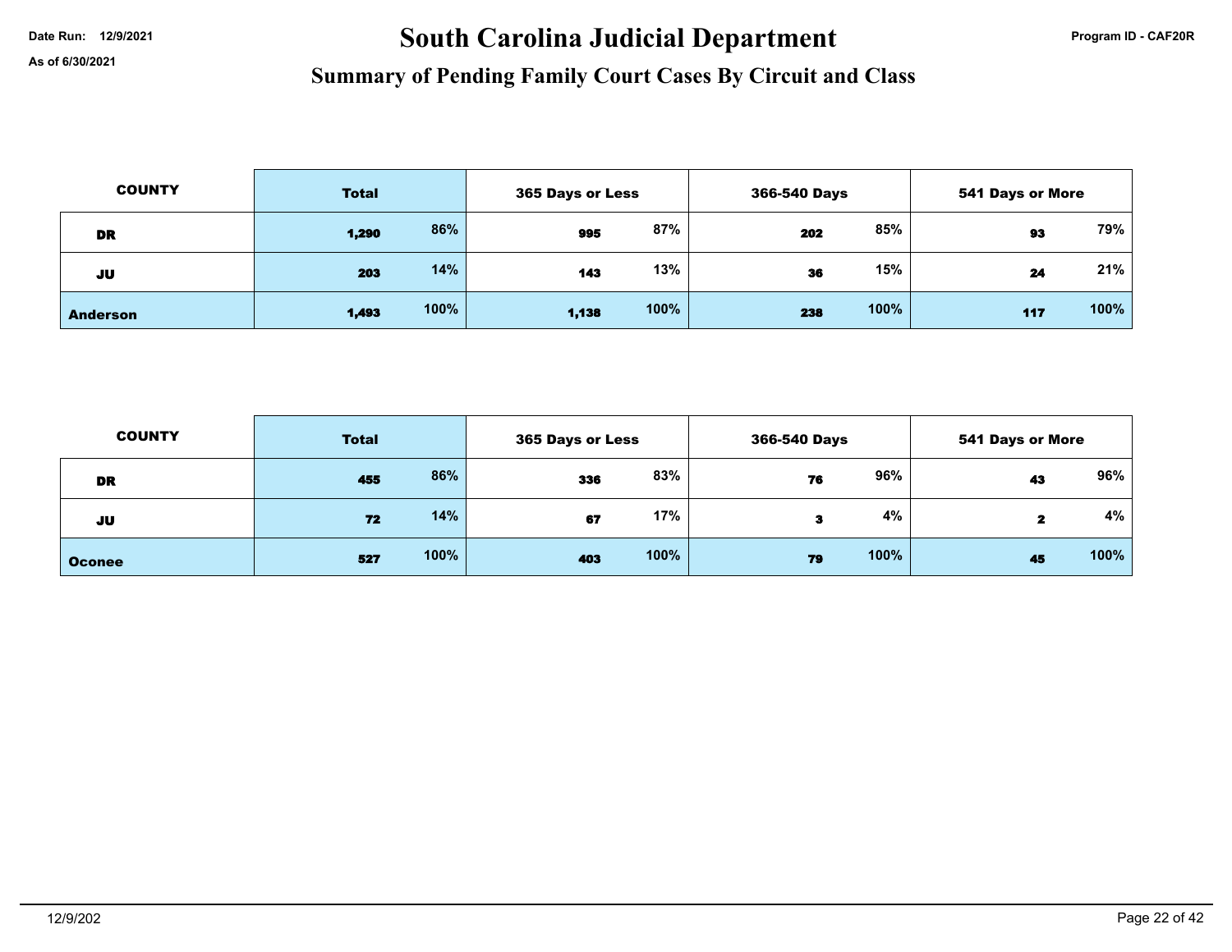# South Carolina Judicial Department

## Summary of Pending Family Court Cases By Circuit and Class

Date Run: 12/9/2021

As of 6/30/2021

Program ID - CAF20R

| COUNTY | Total | | 365 Days or Less | | 366-540 Days | | 541 Days or More | |
|---|---|---|---|---|---|---|---|---|
| DR | 1,290 | 86% | 995 | 87% | 202 | 85% | 93 | 79% |
| JU | 203 | 14% | 143 | 13% | 36 | 15% | 24 | 21% |
| **Anderson** | 1,493 | 100% | 1,138 | 100% | 238 | 100% | 117 | 100% |

| COUNTY | Total | | 365 Days or Less | | 366-540 Days | | 541 Days or More | |
|---|---|---|---|---|---|---|---|---|
| DR | 455 | 86% | 336 | 83% | 76 | 96% | 43 | 96% |
| JU | 72 | 14% | 67 | 17% | 3 | 4% | 2 | 4% |
| **Oconee** | 527 | 100% | 403 | 100% | 79 | 100% | 45 | 100% |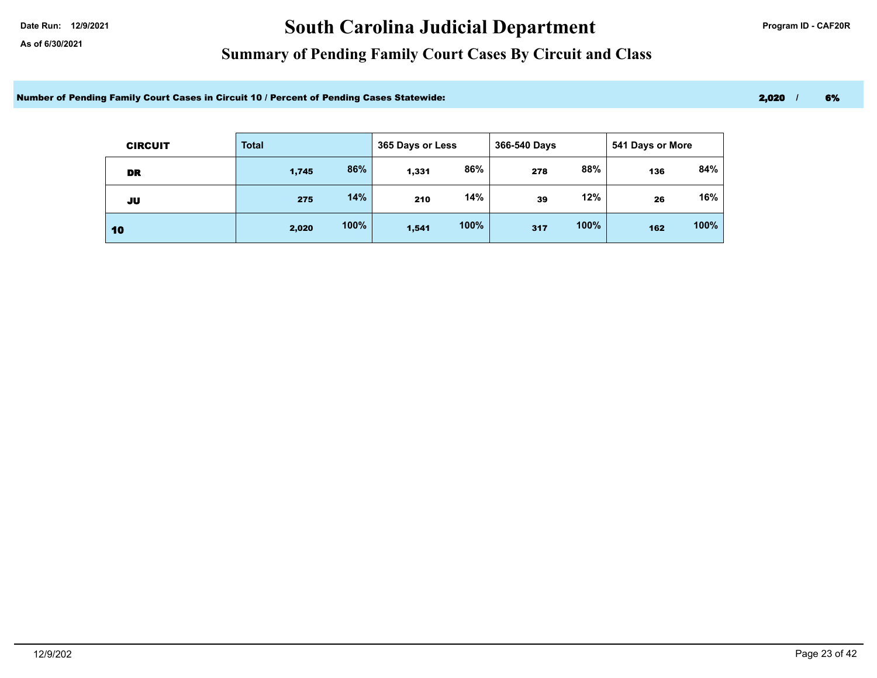Date Run: 12/9/2021

As of 6/30/2021

# South Carolina Judicial Department

Program ID - CAF20R

## Summary of Pending Family Court Cases By Circuit and Class

**Number of Pending Family Court Cases in Circuit 10 / Percent of Pending Cases Statewide:** **2,020 / 6%**

| CIRCUIT | Total | | 365 Days or Less | | 366-540 Days | | 541 Days or More | |
|---|---|---|---|---|---|---|---|---|
| DR | 1,745 | 86% | 1,331 | 86% | 278 | 88% | 136 | 84% |
| JU | 275 | 14% | 210 | 14% | 39 | 12% | 26 | 16% |
| 10 | 2,020 | 100% | 1,541 | 100% | 317 | 100% | 162 | 100% |

12/9/202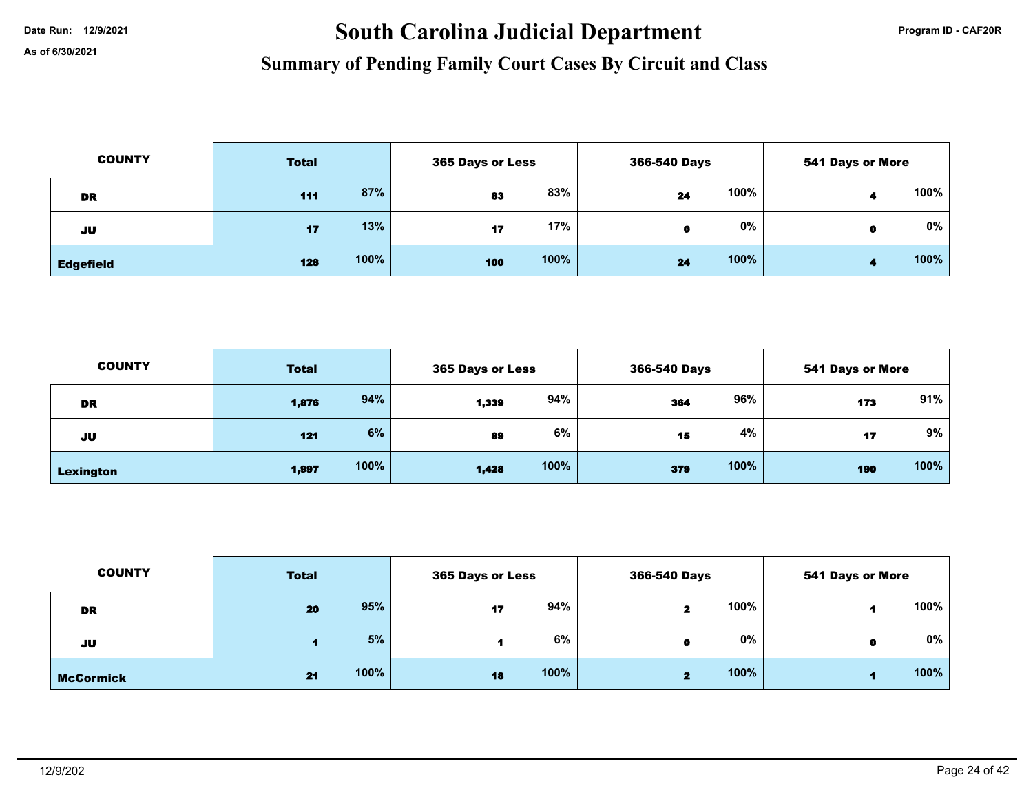Date Run: 12/9/2021

As of 6/30/2021

# South Carolina Judicial Department

## Summary of Pending Family Court Cases By Circuit and Class

Program ID - CAF20R

| COUNTY | Total | | 365 Days or Less | | 366-540 Days | | 541 Days or More | |
|---|---|---|---|---|---|---|---|---|
| DR | 111 | 87% | 83 | 83% | 24 | 100% | 4 | 100% |
| JU | 17 | 13% | 17 | 17% | 0 | 0% | 0 | 0% |
| Edgefield | 128 | 100% | 100 | 100% | 24 | 100% | 4 | 100% |

| COUNTY | Total | | 365 Days or Less | | 366-540 Days | | 541 Days or More | |
|---|---|---|---|---|---|---|---|---|
| DR | 1,876 | 94% | 1,339 | 94% | 364 | 96% | 173 | 91% |
| JU | 121 | 6% | 89 | 6% | 15 | 4% | 17 | 9% |
| Lexington | 1,997 | 100% | 1,428 | 100% | 379 | 100% | 190 | 100% |

| COUNTY | Total | | 365 Days or Less | | 366-540 Days | | 541 Days or More | |
|---|---|---|---|---|---|---|---|---|
| DR | 20 | 95% | 17 | 94% | 2 | 100% | 1 | 100% |
| JU | 1 | 5% | 1 | 6% | 0 | 0% | 0 | 0% |
| McCormick | 21 | 100% | 18 | 100% | 2 | 100% | 1 | 100% |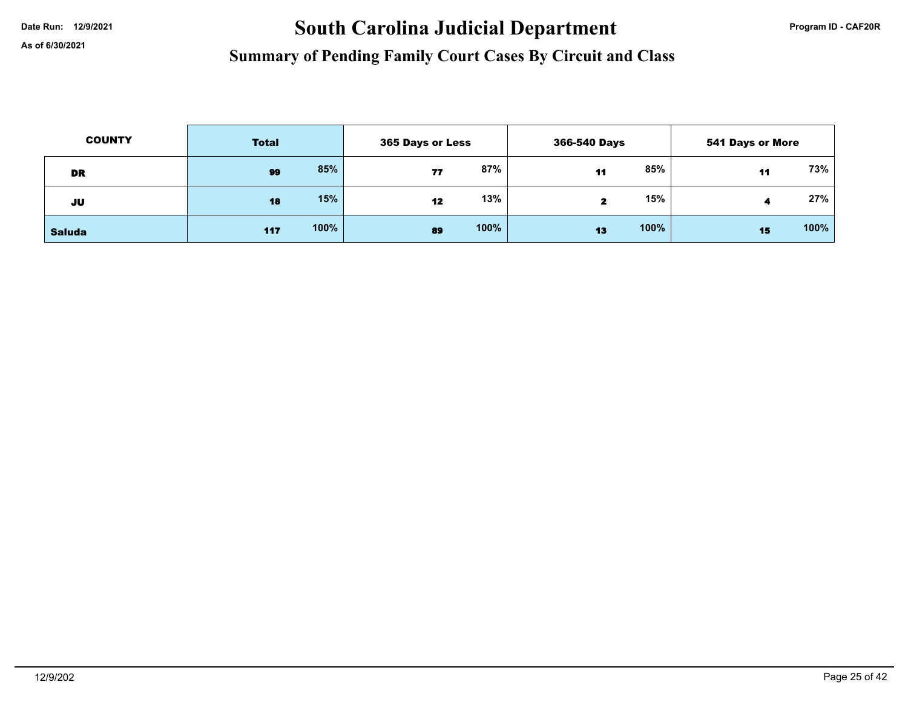Date Run: 12/9/2021

As of 6/30/2021

# South Carolina Judicial Department

## Summary of Pending Family Court Cases By Circuit and Class

| COUNTY | Total | | 365 Days or Less | | 366-540 Days | | 541 Days or More | |
|---|---|---|---|---|---|---|---|---|
| DR | 99 | 85% | 77 | 87% | 11 | 85% | 11 | 73% |
| JU | 18 | 15% | 12 | 13% | 2 | 15% | 4 | 27% |
| Saluda | 117 | 100% | 89 | 100% | 13 | 100% | 15 | 100% |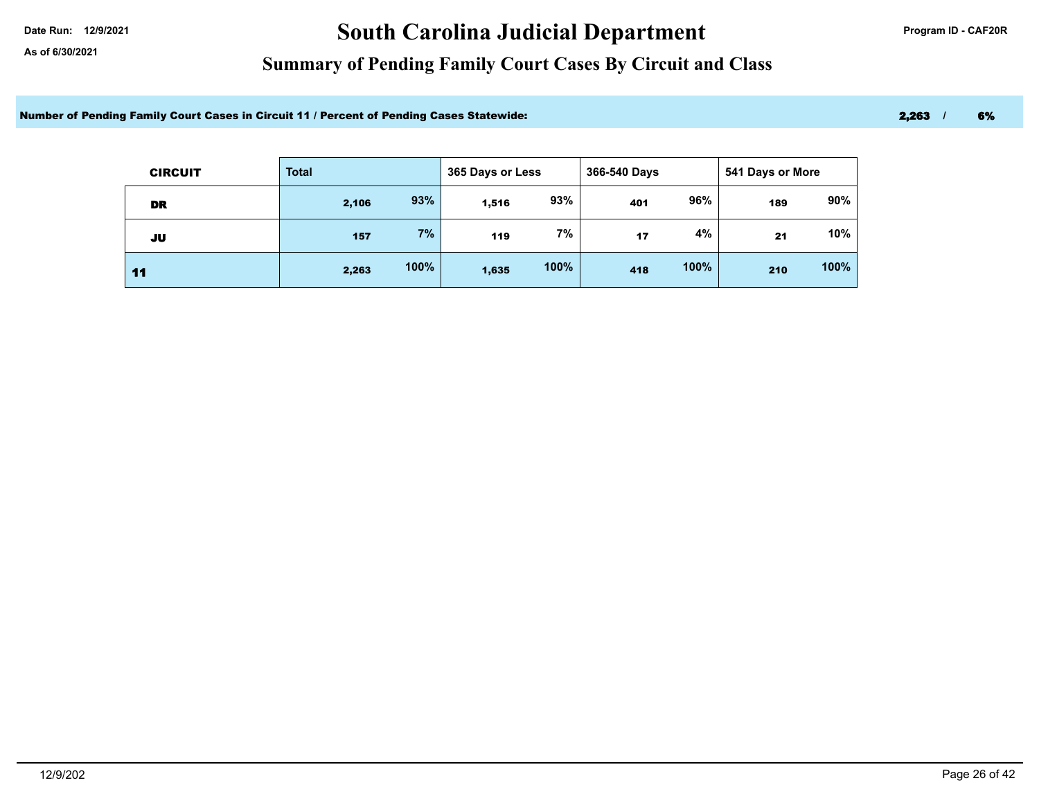Date Run: 12/9/2021

As of 6/30/2021

# South Carolina Judicial Department

Program ID - CAF20R

## Summary of Pending Family Court Cases By Circuit and Class

**Number of Pending Family Court Cases in Circuit 11 / Percent of Pending Cases Statewide:** **2,263 / 6%**

| CIRCUIT | Total | | 365 Days or Less | | 366-540 Days | | 541 Days or More | |
|---|---|---|---|---|---|---|---|---|
| DR | 2,106 | 93% | 1,516 | 93% | 401 | 96% | 189 | 90% |
| JU | 157 | 7% | 119 | 7% | 17 | 4% | 21 | 10% |
| 11 | 2,263 | 100% | 1,635 | 100% | 418 | 100% | 210 | 100% |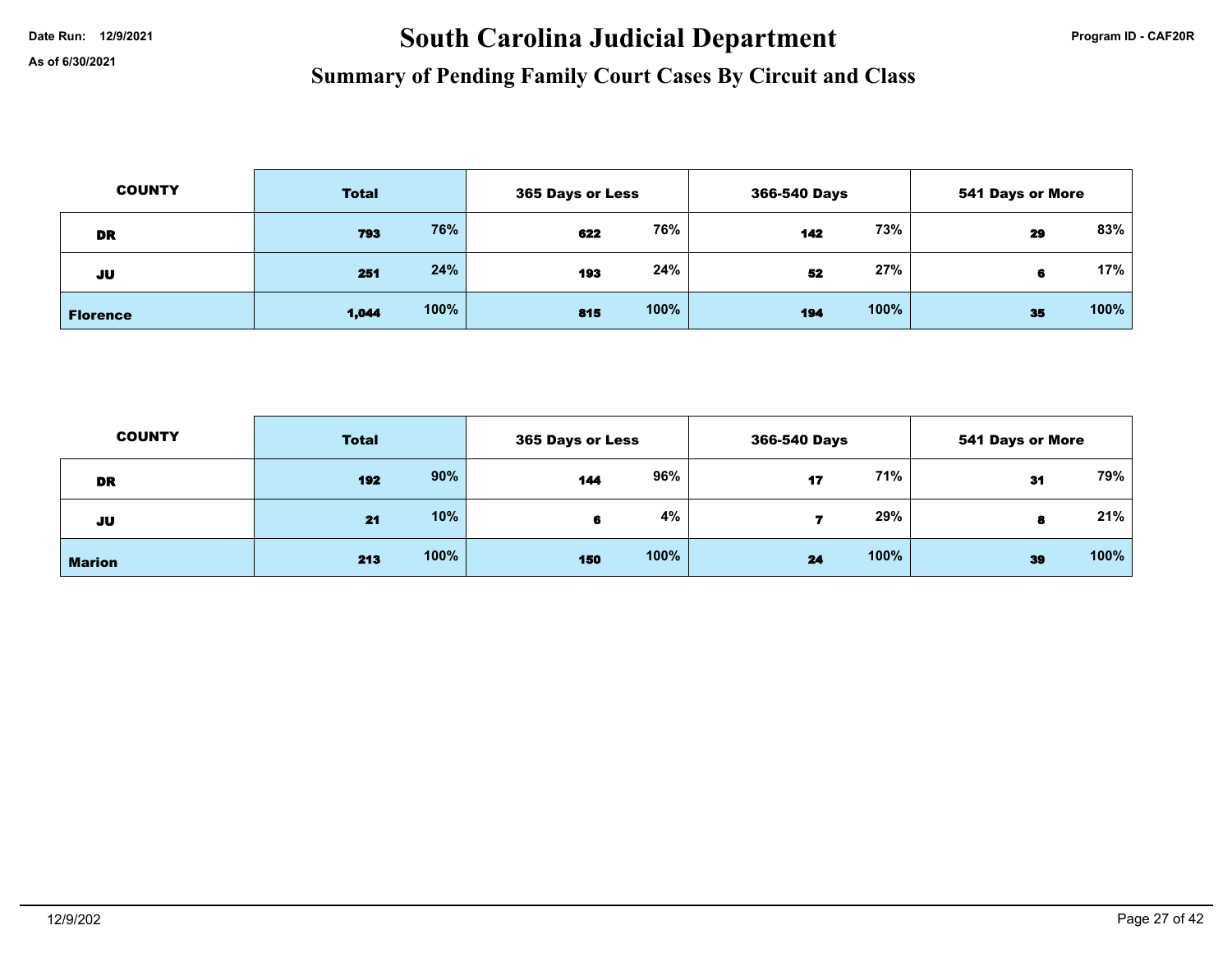Date Run: 12/9/2021

As of 6/30/2021

# South Carolina Judicial Department

## Summary of Pending Family Court Cases By Circuit and Class

| COUNTY | Total | | 365 Days or Less | | 366-540 Days | | 541 Days or More | |
|---|---|---|---|---|---|---|---|---|
| DR | 793 | 76% | 622 | 76% | 142 | 73% | 29 | 83% |
| JU | 251 | 24% | 193 | 24% | 52 | 27% | 6 | 17% |
| Florence | 1,044 | 100% | 815 | 100% | 194 | 100% | 35 | 100% |

| COUNTY | Total | | 365 Days or Less | | 366-540 Days | | 541 Days or More | |
|---|---|---|---|---|---|---|---|---|
| DR | 192 | 90% | 144 | 96% | 17 | 71% | 31 | 79% |
| JU | 21 | 10% | 6 | 4% | 7 | 29% | 8 | 21% |
| Marion | 213 | 100% | 150 | 100% | 24 | 100% | 39 | 100% |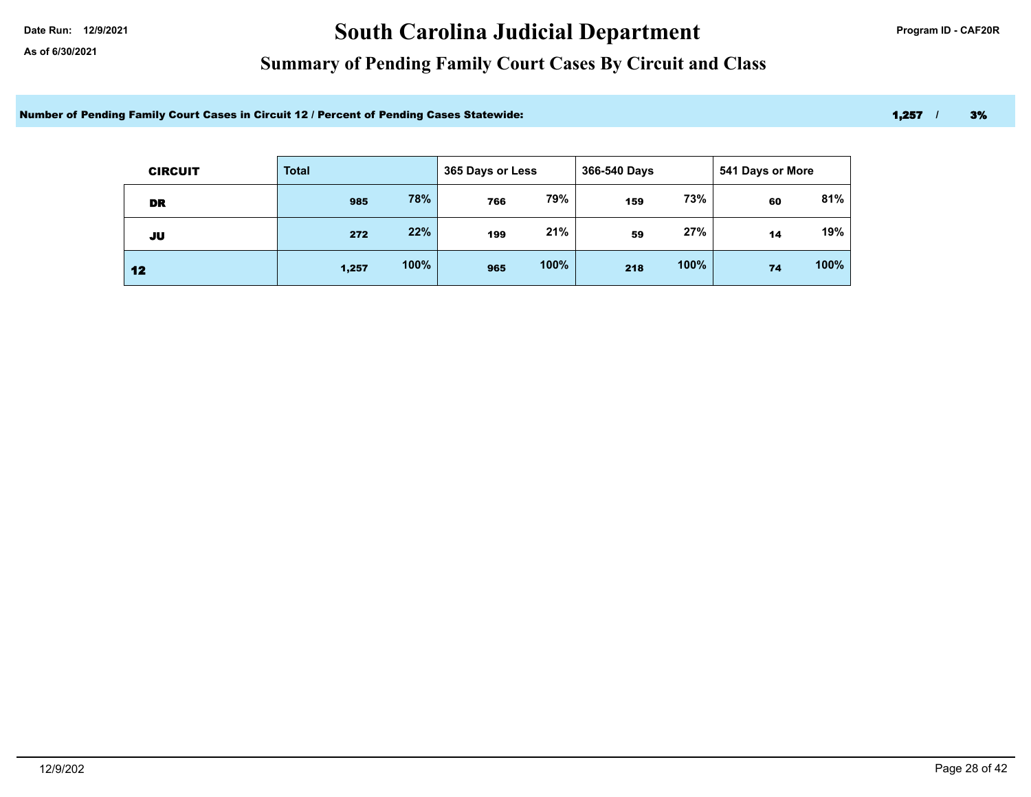Date Run: 12/9/2021

As of 6/30/2021

# South Carolina Judicial Department

## Summary of Pending Family Court Cases By Circuit and Class

Program ID - CAF20R

**Number of Pending Family Court Cases in Circuit 12 / Percent of Pending Cases Statewide:** **1,257 / 3%**

| CIRCUIT | Total | | 365 Days or Less | | 366-540 Days | | 541 Days or More | |
|---|---|---|---|---|---|---|---|---|
| DR | 985 | 78% | 766 | 79% | 159 | 73% | 60 | 81% |
| JU | 272 | 22% | 199 | 21% | 59 | 27% | 14 | 19% |
| 12 | 1,257 | 100% | 965 | 100% | 218 | 100% | 74 | 100% |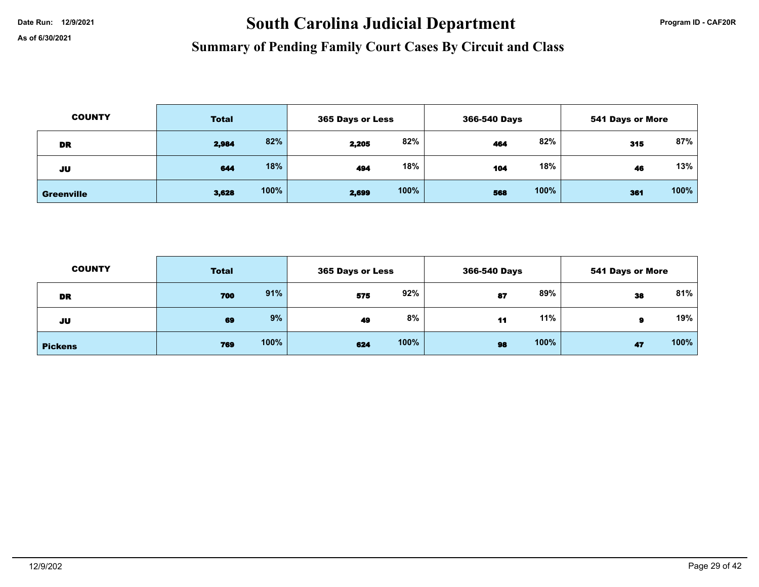# South Carolina Judicial Department

## Summary of Pending Family Court Cases By Circuit and Class

Date Run: 12/9/2021

As of 6/30/2021

Program ID - CAF20R

| COUNTY | Total | | 365 Days or Less | | 366-540 Days | | 541 Days or More | |
|---|---|---|---|---|---|---|---|---|
| DR | 2,984 | 82% | 2,205 | 82% | 464 | 82% | 315 | 87% |
| JU | 644 | 18% | 494 | 18% | 104 | 18% | 46 | 13% |
| Greenville | 3,628 | 100% | 2,699 | 100% | 568 | 100% | 361 | 100% |

| COUNTY | Total | | 365 Days or Less | | 366-540 Days | | 541 Days or More | |
|---|---|---|---|---|---|---|---|---|
| DR | 700 | 91% | 575 | 92% | 87 | 89% | 38 | 81% |
| JU | 69 | 9% | 49 | 8% | 11 | 11% | 9 | 19% |
| Pickens | 769 | 100% | 624 | 100% | 98 | 100% | 47 | 100% |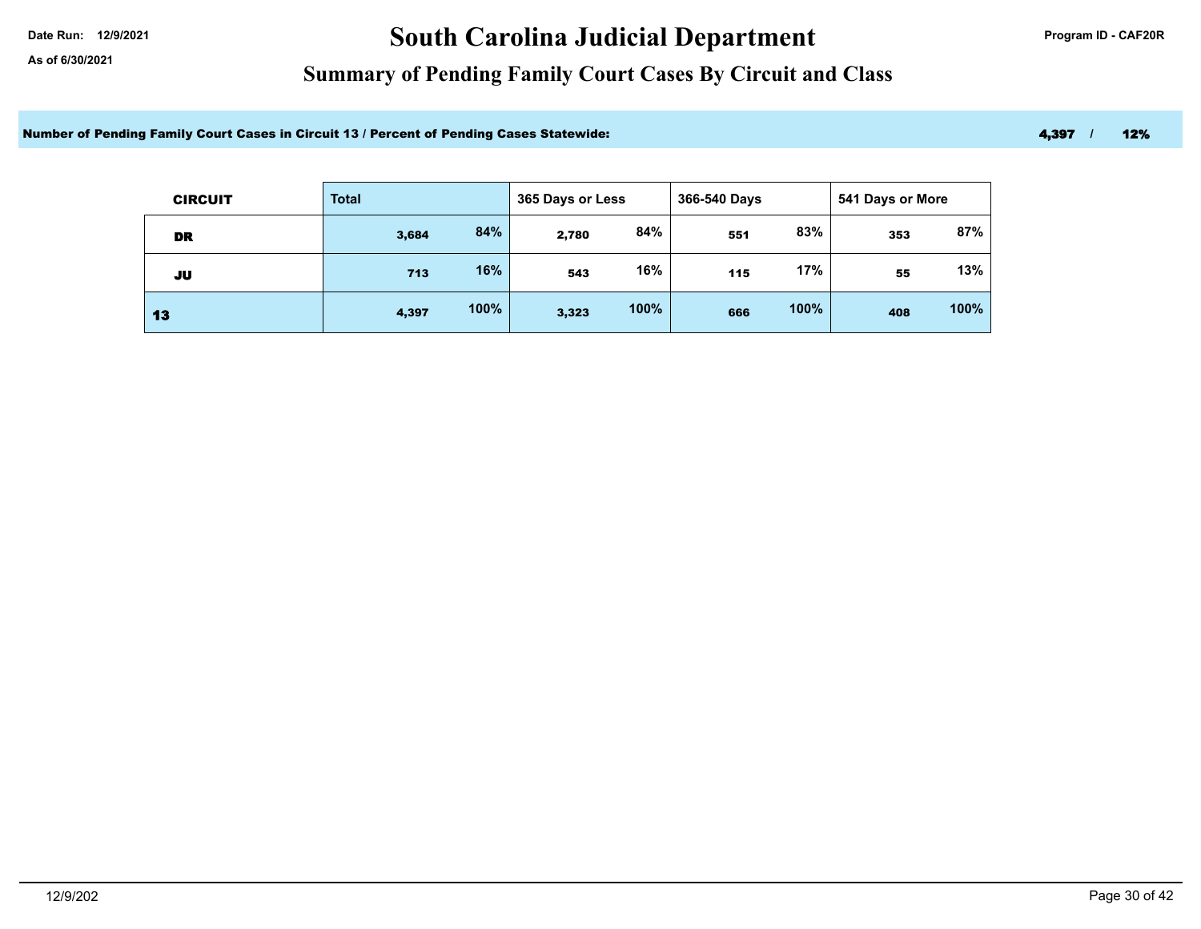Date Run: 12/9/2021

As of 6/30/2021

# South Carolina Judicial Department

Program ID - CAF20R

## Summary of Pending Family Court Cases By Circuit and Class

**Number of Pending Family Court Cases in Circuit 13 / Percent of Pending Cases Statewide:** **4,397 / 12%**

| CIRCUIT | Total | | 365 Days or Less | | 366-540 Days | | 541 Days or More | |
|---|---|---|---|---|---|---|---|---|
| DR | 3,684 | 84% | 2,780 | 84% | 551 | 83% | 353 | 87% |
| JU | 713 | 16% | 543 | 16% | 115 | 17% | 55 | 13% |
| 13 | 4,397 | 100% | 3,323 | 100% | 666 | 100% | 408 | 100% |

12/9/202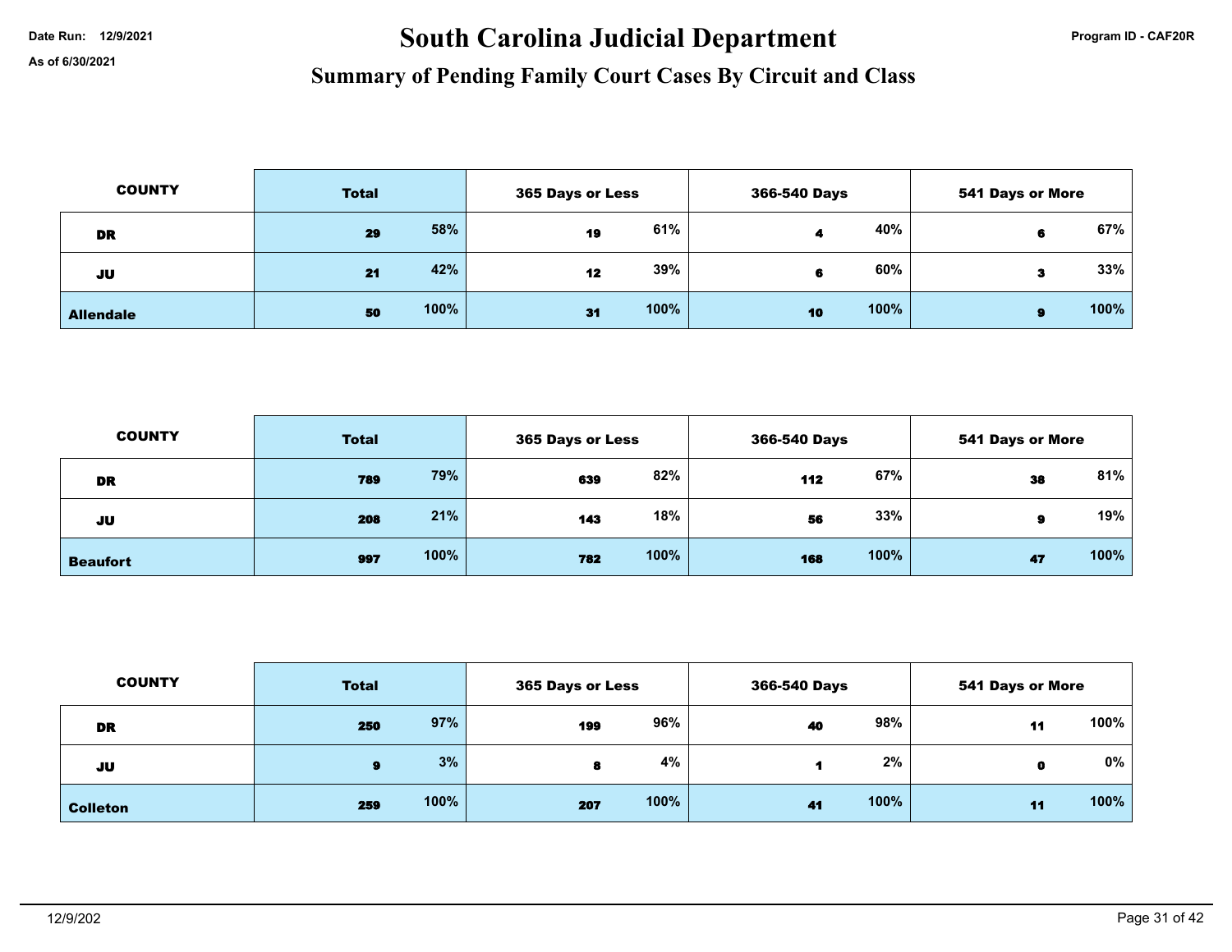Date Run: 12/9/2021

As of 6/30/2021

# South Carolina Judicial Department

## Summary of Pending Family Court Cases By Circuit and Class

Program ID - CAF20R

| COUNTY | Total | | 365 Days or Less | | 366-540 Days | | 541 Days or More | |
|---|---|---|---|---|---|---|---|---|
| DR | 29 | 58% | 19 | 61% | 4 | 40% | 6 | 67% |
| JU | 21 | 42% | 12 | 39% | 6 | 60% | 3 | 33% |
| Allendale | 50 | 100% | 31 | 100% | 10 | 100% | 9 | 100% |

| COUNTY | Total | | 365 Days or Less | | 366-540 Days | | 541 Days or More | |
|---|---|---|---|---|---|---|---|---|
| DR | 789 | 79% | 639 | 82% | 112 | 67% | 38 | 81% |
| JU | 208 | 21% | 143 | 18% | 56 | 33% | 9 | 19% |
| Beaufort | 997 | 100% | 782 | 100% | 168 | 100% | 47 | 100% |

| COUNTY | Total | | 365 Days or Less | | 366-540 Days | | 541 Days or More | |
|---|---|---|---|---|---|---|---|---|
| DR | 250 | 97% | 199 | 96% | 40 | 98% | 11 | 100% |
| JU | 9 | 3% | 8 | 4% | 1 | 2% | 0 | 0% |
| Colleton | 259 | 100% | 207 | 100% | 41 | 100% | 11 | 100% |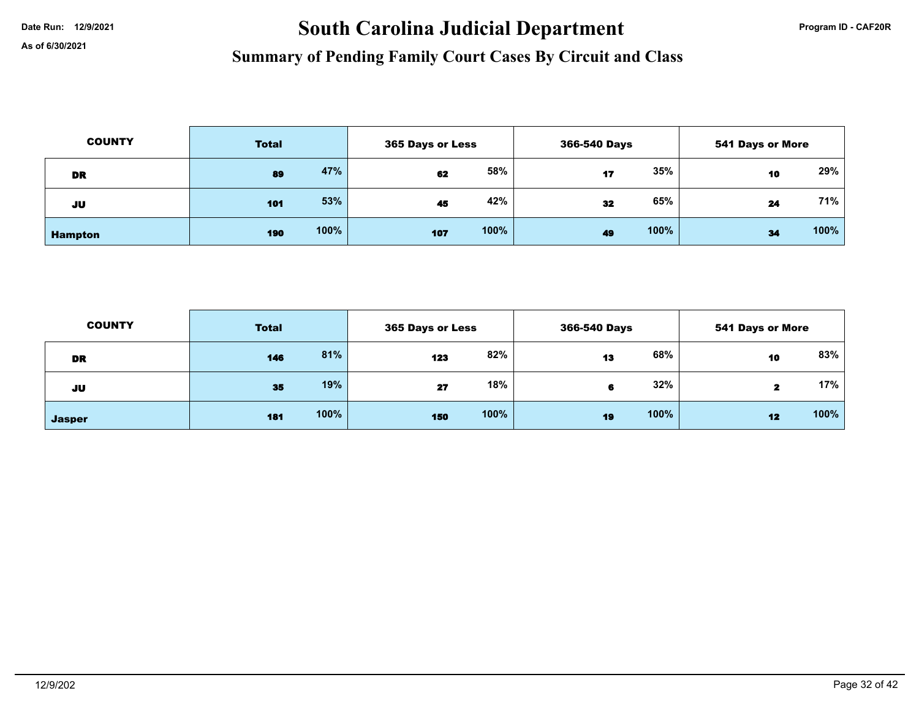Date Run: 12/9/2021

As of 6/30/2021

# South Carolina Judicial Department

## Summary of Pending Family Court Cases By Circuit and Class

Program ID - CAF20R

| COUNTY | Total | | 365 Days or Less | | 366-540 Days | | 541 Days or More | |
|---|---|---|---|---|---|---|---|---|
| DR | 89 | 47% | 62 | 58% | 17 | 35% | 10 | 29% |
| JU | 101 | 53% | 45 | 42% | 32 | 65% | 24 | 71% |
| Hampton | 190 | 100% | 107 | 100% | 49 | 100% | 34 | 100% |

| COUNTY | Total | | 365 Days or Less | | 366-540 Days | | 541 Days or More | |
|---|---|---|---|---|---|---|---|---|
| DR | 146 | 81% | 123 | 82% | 13 | 68% | 10 | 83% |
| JU | 35 | 19% | 27 | 18% | 6 | 32% | 2 | 17% |
| Jasper | 181 | 100% | 150 | 100% | 19 | 100% | 12 | 100% |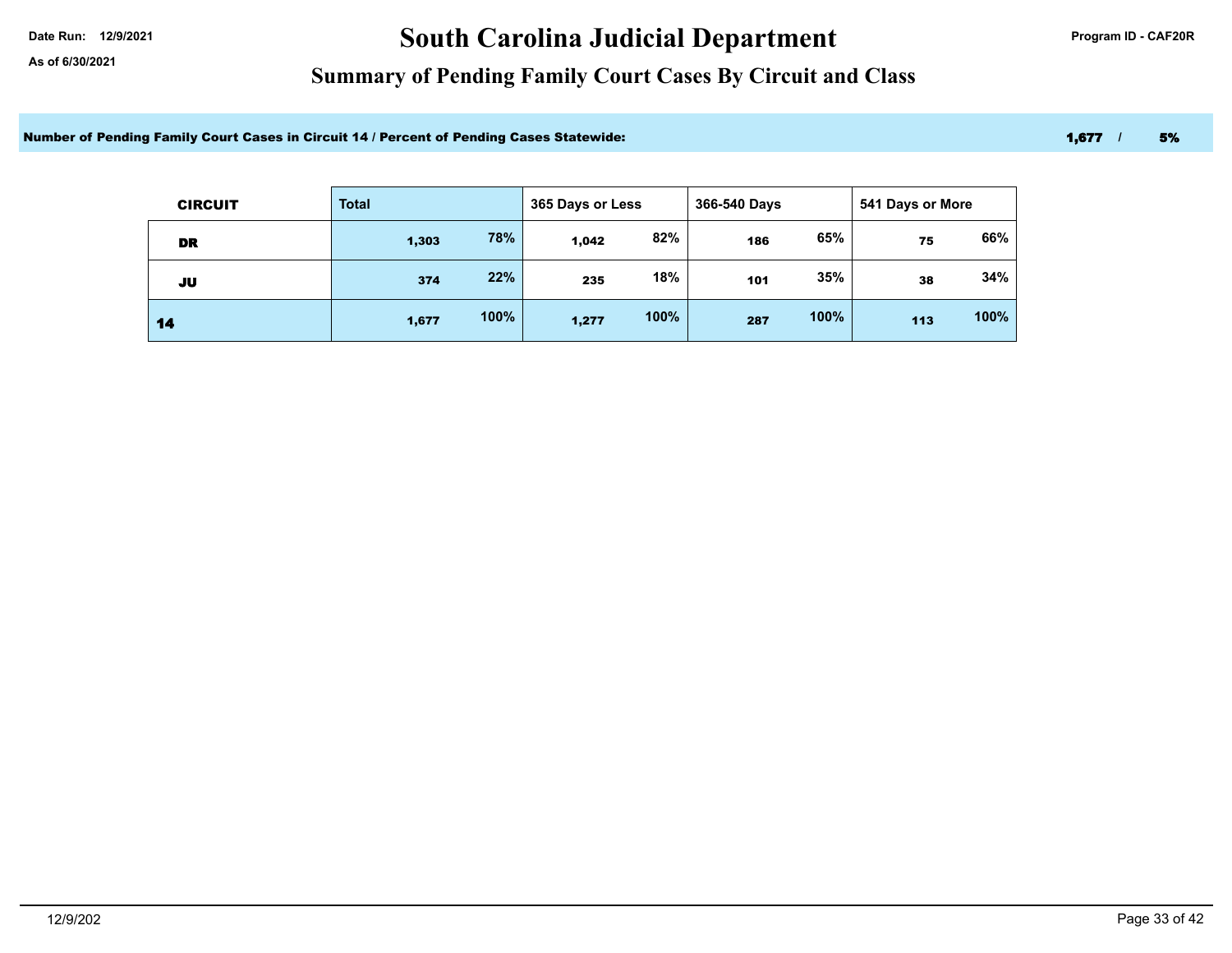Date Run: 12/9/2021

As of 6/30/2021

# South Carolina Judicial Department

Program ID - CAF20R

## Summary of Pending Family Court Cases By Circuit and Class

**Number of Pending Family Court Cases in Circuit 14 / Percent of Pending Cases Statewide:** **1,677 / 5%**

| CIRCUIT | Total | | 365 Days or Less | | 366-540 Days | | 541 Days or More | |
|---|---|---|---|---|---|---|---|---|
| DR | 1,303 | 78% | 1,042 | 82% | 186 | 65% | 75 | 66% |
| JU | 374 | 22% | 235 | 18% | 101 | 35% | 38 | 34% |
| 14 | 1,677 | 100% | 1,277 | 100% | 287 | 100% | 113 | 100% |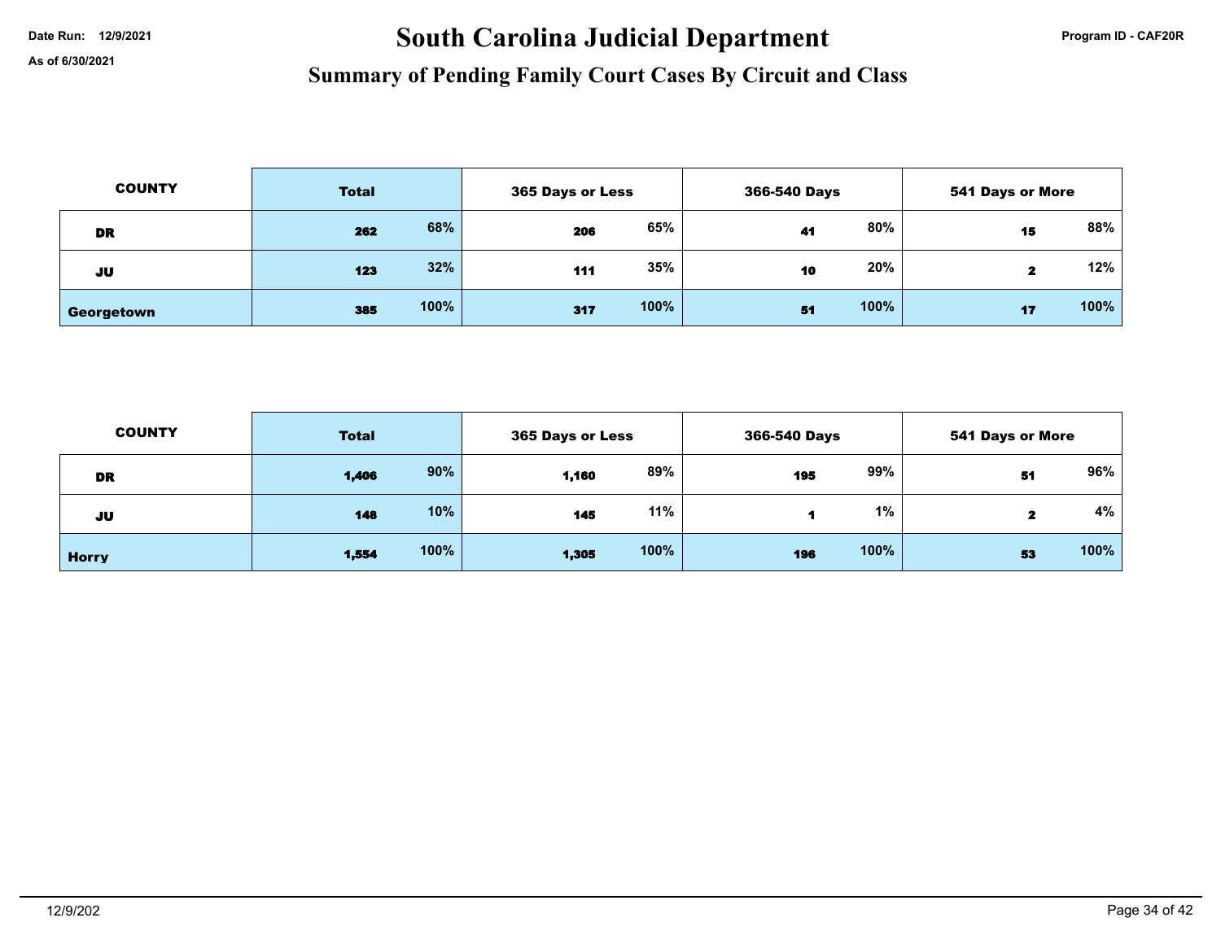# South Carolina Judicial Department

Date Run: 12/9/2021

As of 6/30/2021

Program ID - CAF20R

## Summary of Pending Family Court Cases By Circuit and Class

| COUNTY | Total | | 365 Days or Less | | 366-540 Days | | 541 Days or More | |
|---|---|---|---|---|---|---|---|---|
| DR | 262 | 68% | 206 | 65% | 41 | 80% | 15 | 88% |
| JU | 123 | 32% | 111 | 35% | 10 | 20% | 2 | 12% |
| Georgetown | 385 | 100% | 317 | 100% | 51 | 100% | 17 | 100% |

| COUNTY | Total | | 365 Days or Less | | 366-540 Days | | 541 Days or More | |
|---|---|---|---|---|---|---|---|---|
| DR | 1,406 | 90% | 1,160 | 89% | 195 | 99% | 51 | 96% |
| JU | 148 | 10% | 145 | 11% | 1 | 1% | 2 | 4% |
| Horry | 1,554 | 100% | 1,305 | 100% | 196 | 100% | 53 | 100% |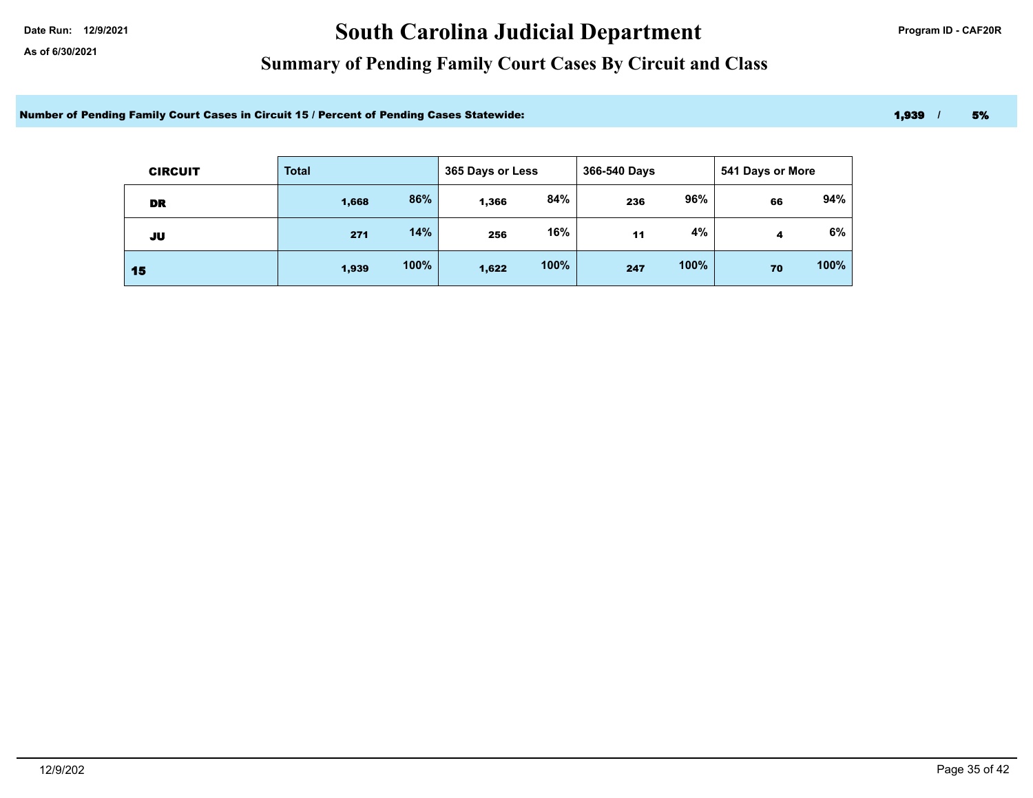Date Run: 12/9/2021

As of 6/30/2021

# South Carolina Judicial Department

Program ID - CAF20R

## Summary of Pending Family Court Cases By Circuit and Class

**Number of Pending Family Court Cases in Circuit 15 / Percent of Pending Cases Statewide:** **1,939 / 5%**

| CIRCUIT | Total | | 365 Days or Less | | 366-540 Days | | 541 Days or More | |
|---|---|---|---|---|---|---|---|---|
| DR | 1,668 | 86% | 1,366 | 84% | 236 | 96% | 66 | 94% |
| JU | 271 | 14% | 256 | 16% | 11 | 4% | 4 | 6% |
| 15 | 1,939 | 100% | 1,622 | 100% | 247 | 100% | 70 | 100% |

12/9/202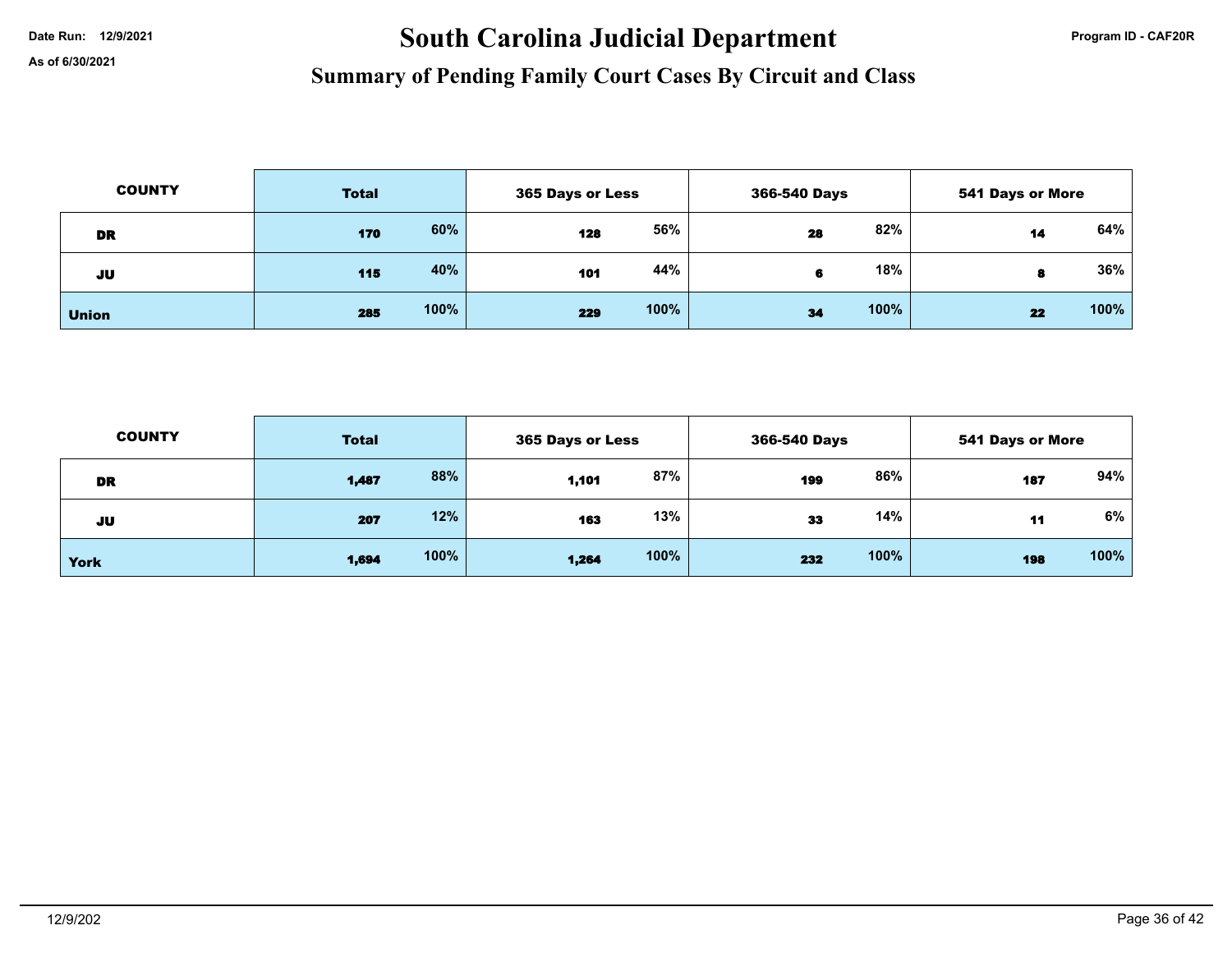Date Run: 12/9/2021

As of 6/30/2021

# South Carolina Judicial Department

## Summary of Pending Family Court Cases By Circuit and Class

Program ID - CAF20R

| COUNTY | Total | | 365 Days or Less | | 366-540 Days | | 541 Days or More | |
|---|---|---|---|---|---|---|---|---|
| DR | 170 | 60% | 128 | 56% | 28 | 82% | 14 | 64% |
| JU | 115 | 40% | 101 | 44% | 6 | 18% | 8 | 36% |
| Union | 285 | 100% | 229 | 100% | 34 | 100% | 22 | 100% |

| COUNTY | Total | | 365 Days or Less | | 366-540 Days | | 541 Days or More | |
|---|---|---|---|---|---|---|---|---|
| DR | 1,487 | 88% | 1,101 | 87% | 199 | 86% | 187 | 94% |
| JU | 207 | 12% | 163 | 13% | 33 | 14% | 11 | 6% |
| York | 1,694 | 100% | 1,264 | 100% | 232 | 100% | 198 | 100% |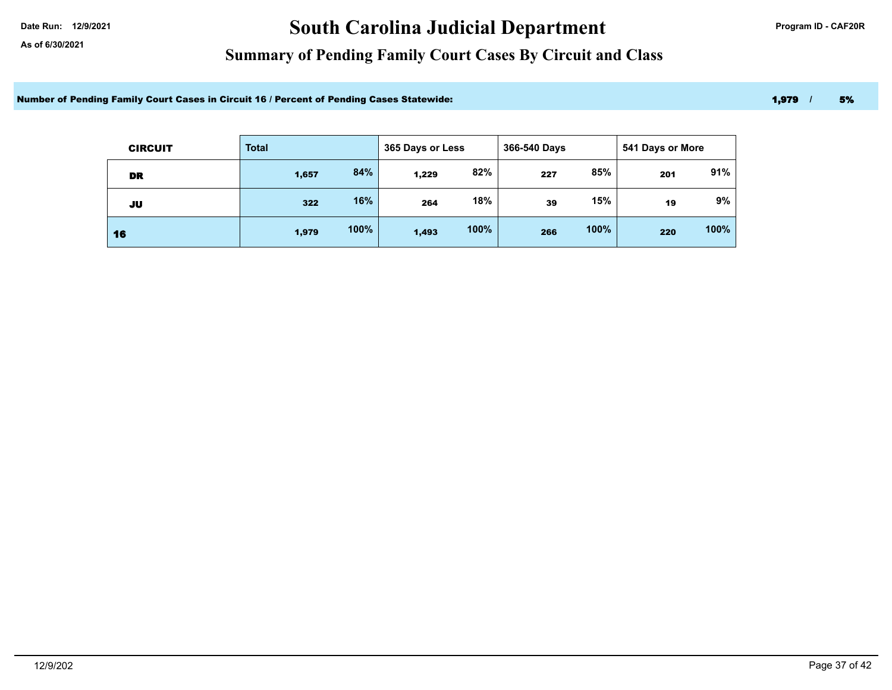Date Run: 12/9/2021

As of 6/30/2021

# South Carolina Judicial Department

Program ID - CAF20R

## Summary of Pending Family Court Cases By Circuit and Class

**Number of Pending Family Court Cases in Circuit 16 / Percent of Pending Cases Statewide:** **1,979 / 5%**

| CIRCUIT | Total | | 365 Days or Less | | 366-540 Days | | 541 Days or More | |
|---|---|---|---|---|---|---|---|---|
| DR | 1,657 | 84% | 1,229 | 82% | 227 | 85% | 201 | 91% |
| JU | 322 | 16% | 264 | 18% | 39 | 15% | 19 | 9% |
| 16 | 1,979 | 100% | 1,493 | 100% | 266 | 100% | 220 | 100% |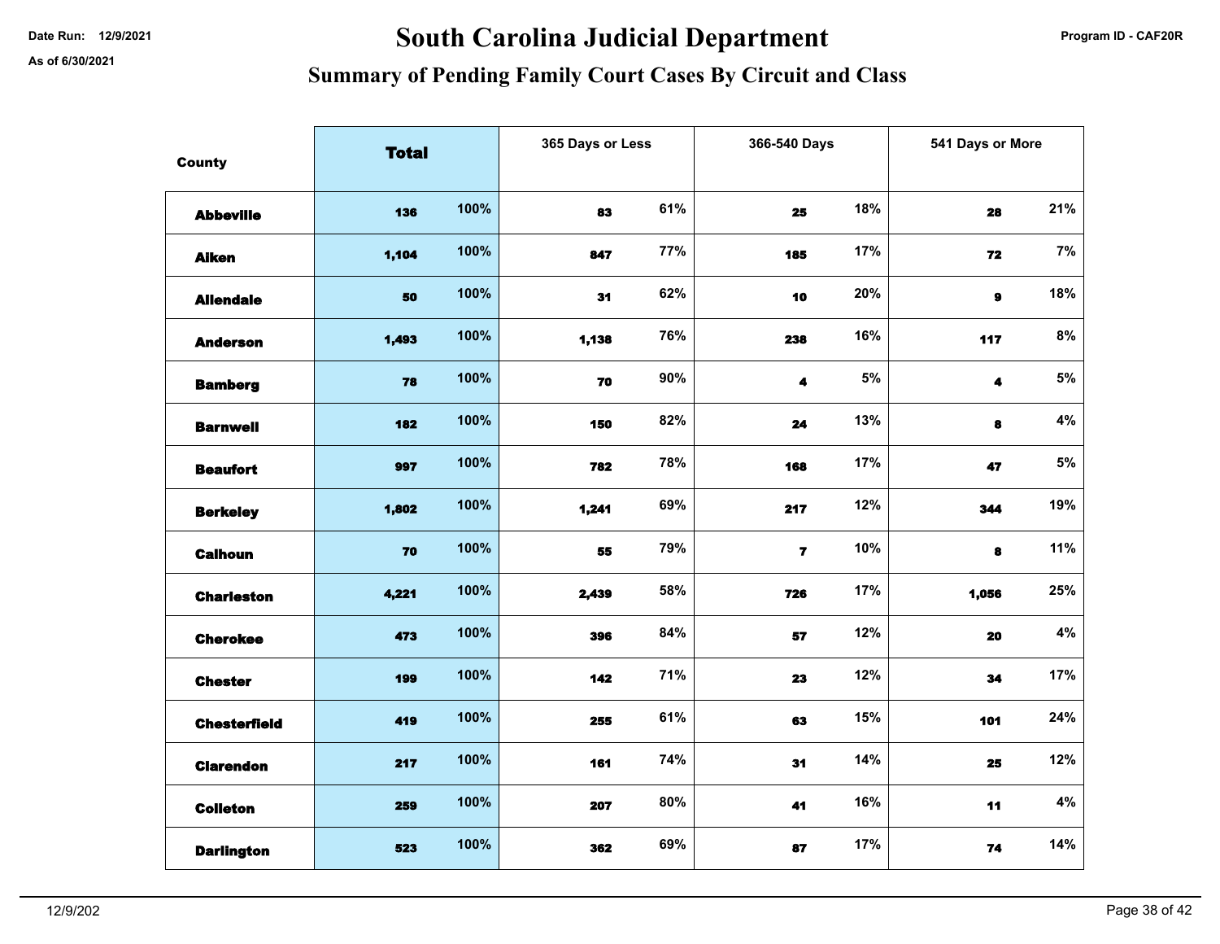Date Run: 12/9/2021

As of 6/30/2021

# South Carolina Judicial Department

## Summary of Pending Family Court Cases By Circuit and Class

Program ID - CAF20R

| County | Total | | 365 Days or Less | | 366-540 Days | | 541 Days or More | |
|---|---|---|---|---|---|---|---|---|
| Abbeville | 136 | 100% | 83 | 61% | 25 | 18% | 28 | 21% |
| Aiken | 1,104 | 100% | 847 | 77% | 185 | 17% | 72 | 7% |
| Allendale | 50 | 100% | 31 | 62% | 10 | 20% | 9 | 18% |
| Anderson | 1,493 | 100% | 1,138 | 76% | 238 | 16% | 117 | 8% |
| Bamberg | 78 | 100% | 70 | 90% | 4 | 5% | 4 | 5% |
| Barnwell | 182 | 100% | 150 | 82% | 24 | 13% | 8 | 4% |
| Beaufort | 997 | 100% | 782 | 78% | 168 | 17% | 47 | 5% |
| Berkeley | 1,802 | 100% | 1,241 | 69% | 217 | 12% | 344 | 19% |
| Calhoun | 70 | 100% | 55 | 79% | 7 | 10% | 8 | 11% |
| Charleston | 4,221 | 100% | 2,439 | 58% | 726 | 17% | 1,056 | 25% |
| Cherokee | 473 | 100% | 396 | 84% | 57 | 12% | 20 | 4% |
| Chester | 199 | 100% | 142 | 71% | 23 | 12% | 34 | 17% |
| Chesterfield | 419 | 100% | 255 | 61% | 63 | 15% | 101 | 24% |
| Clarendon | 217 | 100% | 161 | 74% | 31 | 14% | 25 | 12% |
| Colleton | 259 | 100% | 207 | 80% | 41 | 16% | 11 | 4% |
| Darlington | 523 | 100% | 362 | 69% | 87 | 17% | 74 | 14% |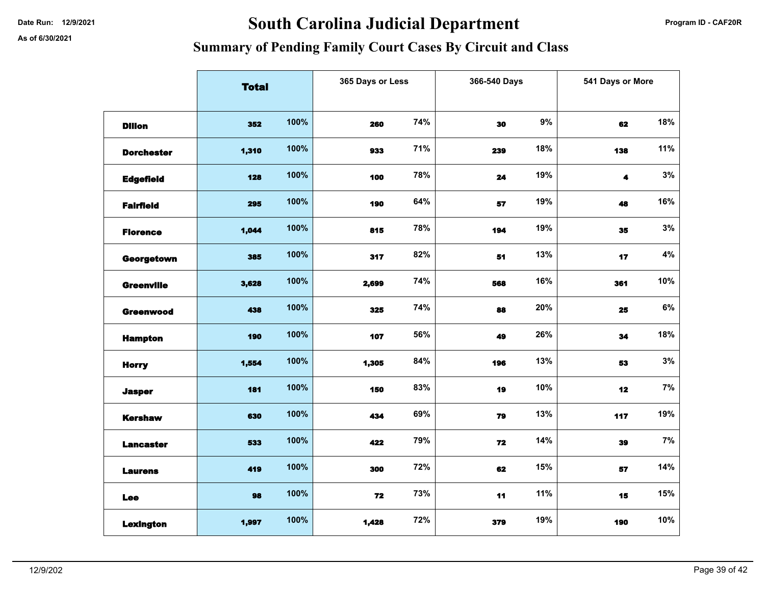Date Run: 12/9/2021

As of 6/30/2021

# South Carolina Judicial Department

## Summary of Pending Family Court Cases By Circuit and Class

Program ID - CAF20R

| | Total | | 365 Days or Less | | 366-540 Days | | 541 Days or More | |
|---|---|---|---|---|---|---|---|---|
| Dillon | 352 | 100% | 260 | 74% | 30 | 9% | 62 | 18% |
| Dorchester | 1,310 | 100% | 933 | 71% | 239 | 18% | 138 | 11% |
| Edgefield | 128 | 100% | 100 | 78% | 24 | 19% | 4 | 3% |
| Fairfield | 295 | 100% | 190 | 64% | 57 | 19% | 48 | 16% |
| Florence | 1,044 | 100% | 815 | 78% | 194 | 19% | 35 | 3% |
| Georgetown | 385 | 100% | 317 | 82% | 51 | 13% | 17 | 4% |
| Greenville | 3,628 | 100% | 2,699 | 74% | 568 | 16% | 361 | 10% |
| Greenwood | 438 | 100% | 325 | 74% | 88 | 20% | 25 | 6% |
| Hampton | 190 | 100% | 107 | 56% | 49 | 26% | 34 | 18% |
| Horry | 1,554 | 100% | 1,305 | 84% | 196 | 13% | 53 | 3% |
| Jasper | 181 | 100% | 150 | 83% | 19 | 10% | 12 | 7% |
| Kershaw | 630 | 100% | 434 | 69% | 79 | 13% | 117 | 19% |
| Lancaster | 533 | 100% | 422 | 79% | 72 | 14% | 39 | 7% |
| Laurens | 419 | 100% | 300 | 72% | 62 | 15% | 57 | 14% |
| Lee | 98 | 100% | 72 | 73% | 11 | 11% | 15 | 15% |
| Lexington | 1,997 | 100% | 1,428 | 72% | 379 | 19% | 190 | 10% |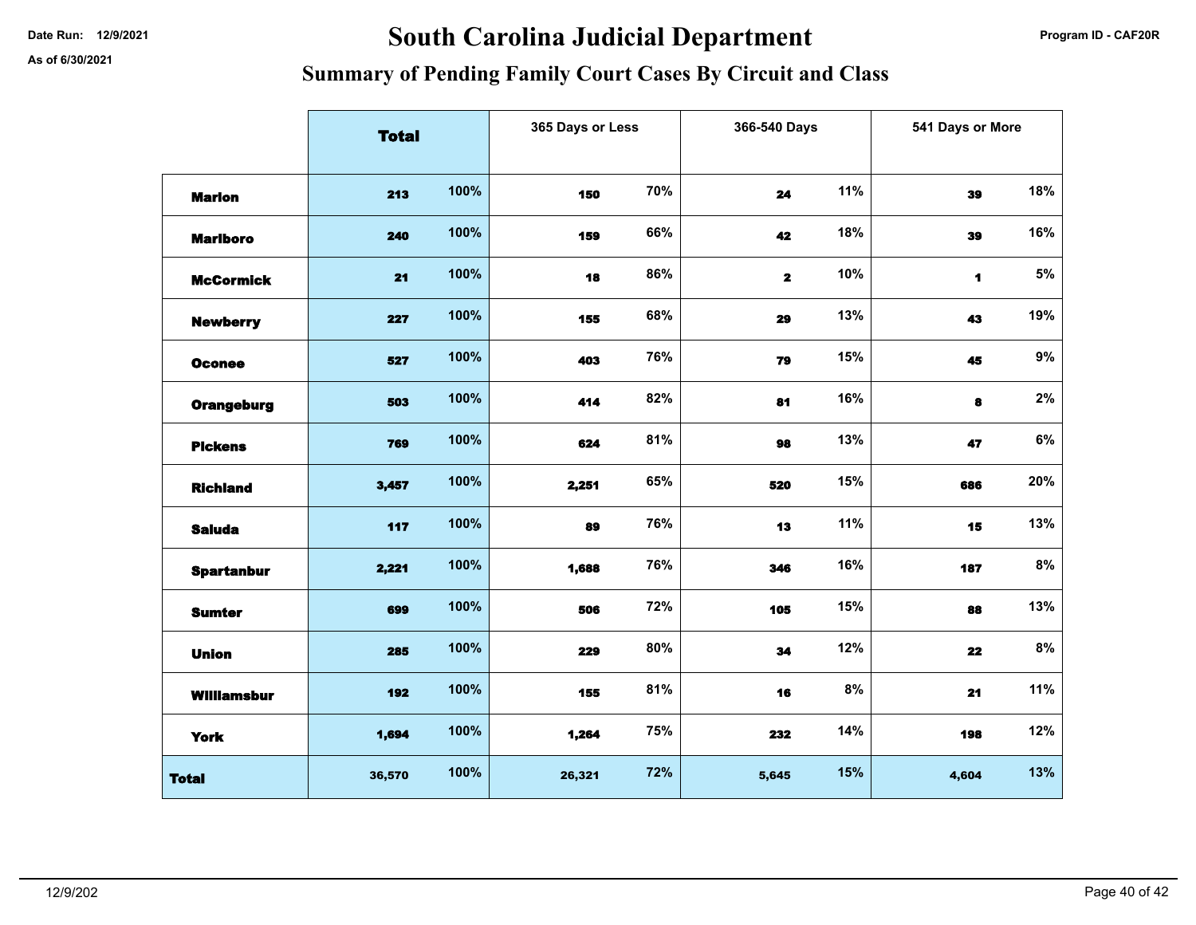Date Run: 12/9/2021

As of 6/30/2021

Program ID - CAF20R

# South Carolina Judicial Department

## Summary of Pending Family Court Cases By Circuit and Class

| | Total | | 365 Days or Less | | 366-540 Days | | 541 Days or More | |
|---|---|---|---|---|---|---|---|---|
| **Marion** | 213 | 100% | 150 | 70% | 24 | 11% | 39 | 18% |
| **Marlboro** | 240 | 100% | 159 | 66% | 42 | 18% | 39 | 16% |
| **McCormick** | 21 | 100% | 18 | 86% | 2 | 10% | 1 | 5% |
| **Newberry** | 227 | 100% | 155 | 68% | 29 | 13% | 43 | 19% |
| **Oconee** | 527 | 100% | 403 | 76% | 79 | 15% | 45 | 9% |
| **Orangeburg** | 503 | 100% | 414 | 82% | 81 | 16% | 8 | 2% |
| **Pickens** | 769 | 100% | 624 | 81% | 98 | 13% | 47 | 6% |
| **Richland** | 3,457 | 100% | 2,251 | 65% | 520 | 15% | 686 | 20% |
| **Saluda** | 117 | 100% | 89 | 76% | 13 | 11% | 15 | 13% |
| **Spartanbur** | 2,221 | 100% | 1,688 | 76% | 346 | 16% | 187 | 8% |
| **Sumter** | 699 | 100% | 506 | 72% | 105 | 15% | 88 | 13% |
| **Union** | 285 | 100% | 229 | 80% | 34 | 12% | 22 | 8% |
| **Williamsbur** | 192 | 100% | 155 | 81% | 16 | 8% | 21 | 11% |
| **York** | 1,694 | 100% | 1,264 | 75% | 232 | 14% | 198 | 12% |
| **Total** | 36,570 | 100% | 26,321 | 72% | 5,645 | 15% | 4,604 | 13% |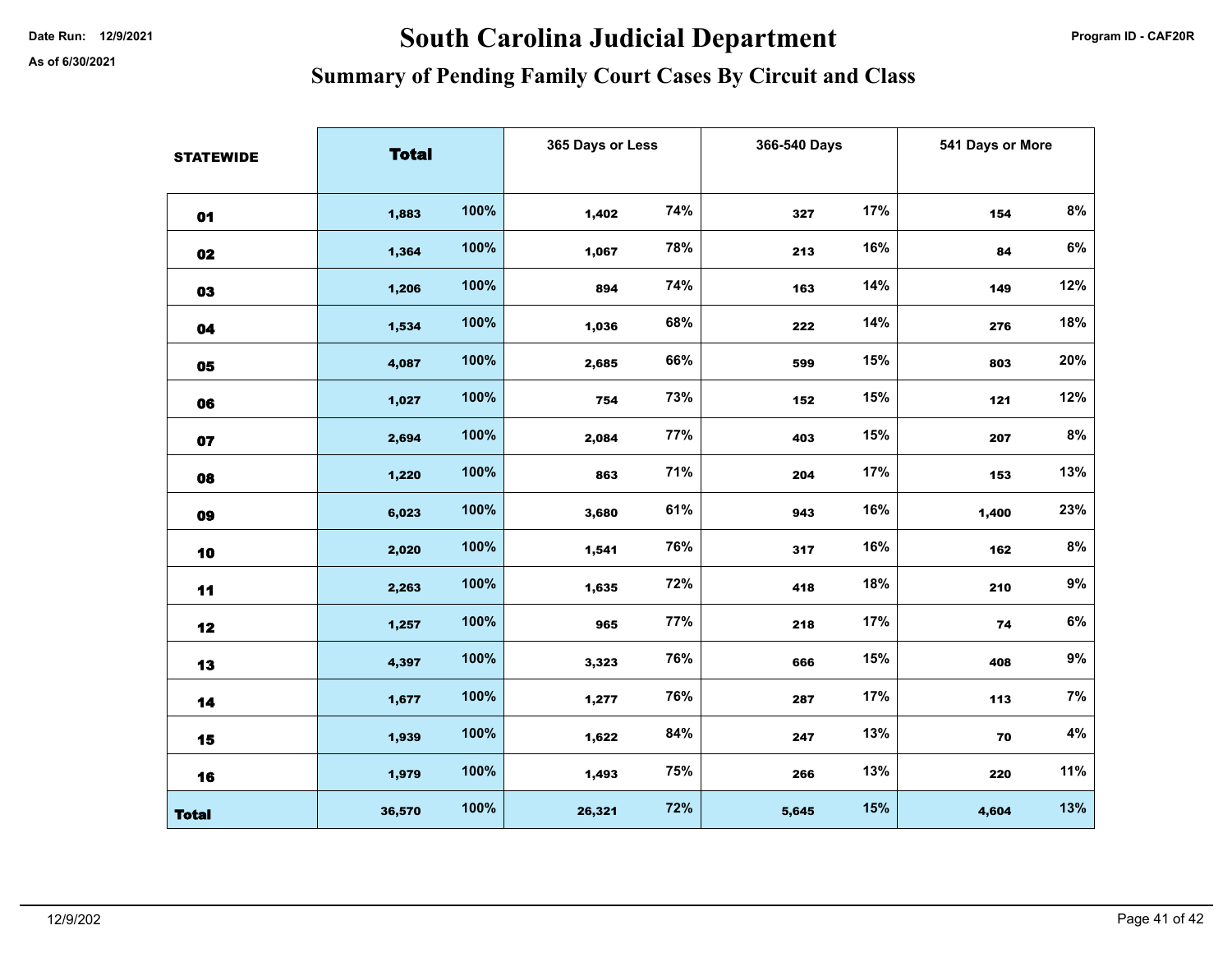Date Run: 12/9/2021

As of 6/30/2021

# South Carolina Judicial Department

## Summary of Pending Family Court Cases By Circuit and Class

Program ID - CAF20R

| STATEWIDE | Total | | 365 Days or Less | | 366-540 Days | | 541 Days or More | |
|---|---|---|---|---|---|---|---|---|
| 01 | 1,883 | 100% | 1,402 | 74% | 327 | 17% | 154 | 8% |
| 02 | 1,364 | 100% | 1,067 | 78% | 213 | 16% | 84 | 6% |
| 03 | 1,206 | 100% | 894 | 74% | 163 | 14% | 149 | 12% |
| 04 | 1,534 | 100% | 1,036 | 68% | 222 | 14% | 276 | 18% |
| 05 | 4,087 | 100% | 2,685 | 66% | 599 | 15% | 803 | 20% |
| 06 | 1,027 | 100% | 754 | 73% | 152 | 15% | 121 | 12% |
| 07 | 2,694 | 100% | 2,084 | 77% | 403 | 15% | 207 | 8% |
| 08 | 1,220 | 100% | 863 | 71% | 204 | 17% | 153 | 13% |
| 09 | 6,023 | 100% | 3,680 | 61% | 943 | 16% | 1,400 | 23% |
| 10 | 2,020 | 100% | 1,541 | 76% | 317 | 16% | 162 | 8% |
| 11 | 2,263 | 100% | 1,635 | 72% | 418 | 18% | 210 | 9% |
| 12 | 1,257 | 100% | 965 | 77% | 218 | 17% | 74 | 6% |
| 13 | 4,397 | 100% | 3,323 | 76% | 666 | 15% | 408 | 9% |
| 14 | 1,677 | 100% | 1,277 | 76% | 287 | 17% | 113 | 7% |
| 15 | 1,939 | 100% | 1,622 | 84% | 247 | 13% | 70 | 4% |
| 16 | 1,979 | 100% | 1,493 | 75% | 266 | 13% | 220 | 11% |
| Total | 36,570 | 100% | 26,321 | 72% | 5,645 | 15% | 4,604 | 13% |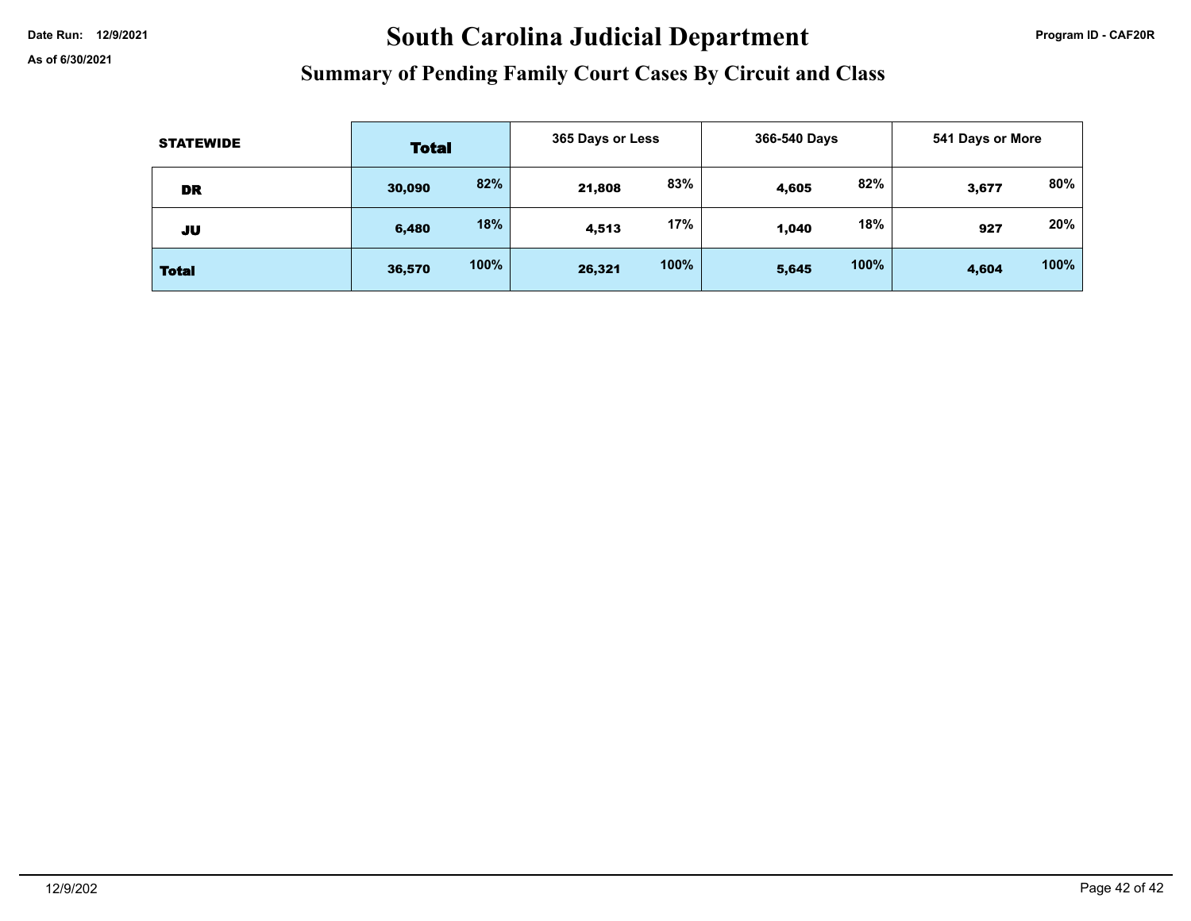Date Run: 12/9/2021

As of 6/30/2021

# South Carolina Judicial Department

## Summary of Pending Family Court Cases By Circuit and Class

Program ID - CAF20R

| STATEWIDE | Total | | 365 Days or Less | | 366-540 Days | | 541 Days or More | |
|---|---|---|---|---|---|---|---|---|
| DR | 30,090 | 82% | 21,808 | 83% | 4,605 | 82% | 3,677 | 80% |
| JU | 6,480 | 18% | 4,513 | 17% | 1,040 | 18% | 927 | 20% |
| **Total** | 36,570 | 100% | 26,321 | 100% | 5,645 | 100% | 4,604 | 100% |

12/9/202